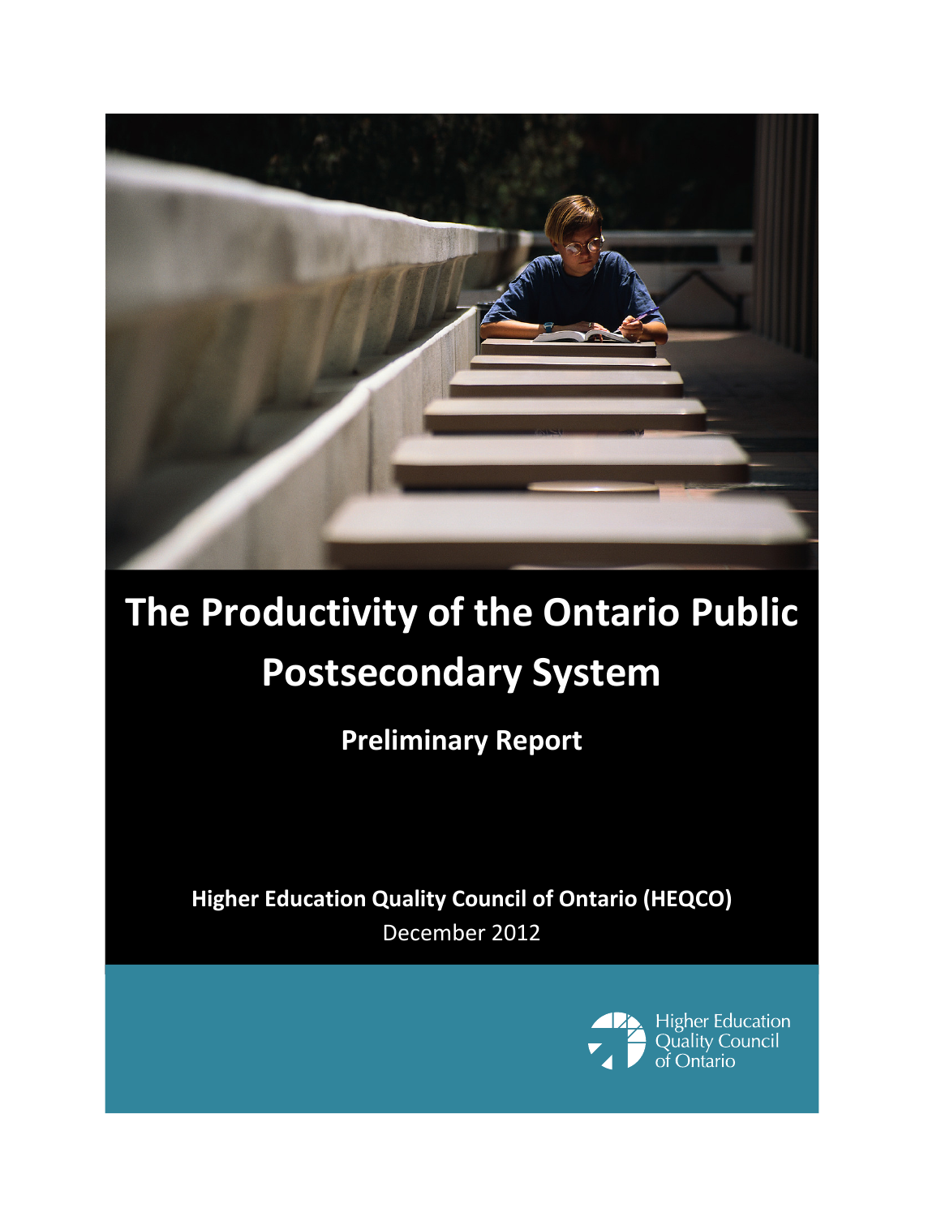# The Productivity of the Ontario Public Postsecondary System

## Preliminary Report

**Higher Education Quality Council of Ontario (HEQCO)**

December 2012

Higher Education Quality Council of Ontario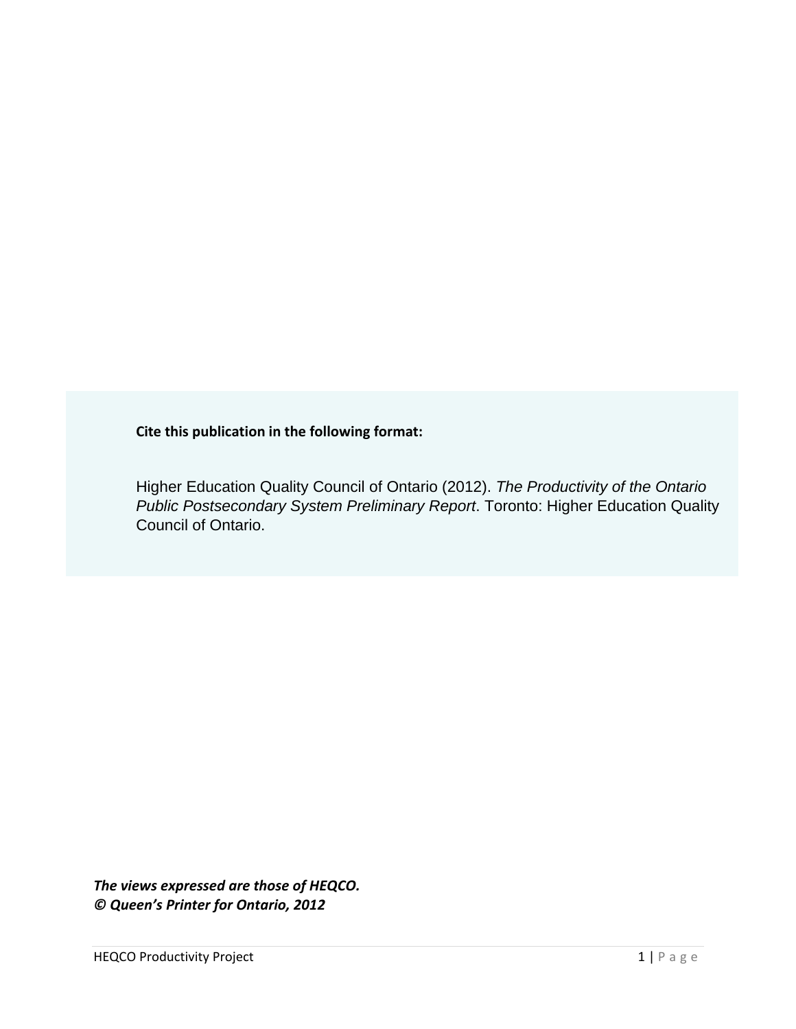**Cite this publication in the following format:**

Higher Education Quality Council of Ontario (2012). *The Productivity of the Ontario Public Postsecondary System Preliminary Report*. Toronto: Higher Education Quality Council of Ontario.

***The views expressed are those of HEQCO.***
***© Queen's Printer for Ontario, 2012***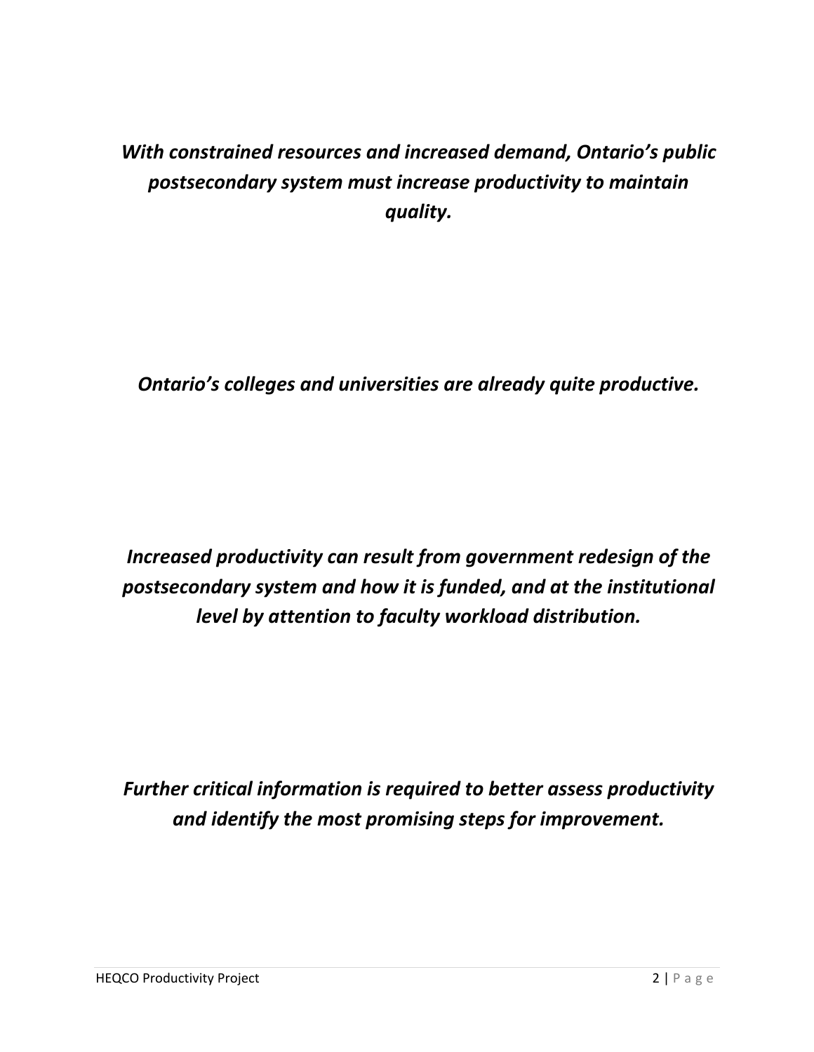***With constrained resources and increased demand, Ontario's public postsecondary system must increase productivity to maintain quality.***

***Ontario's colleges and universities are already quite productive.***

***Increased productivity can result from government redesign of the postsecondary system and how it is funded, and at the institutional level by attention to faculty workload distribution.***

***Further critical information is required to better assess productivity and identify the most promising steps for improvement.***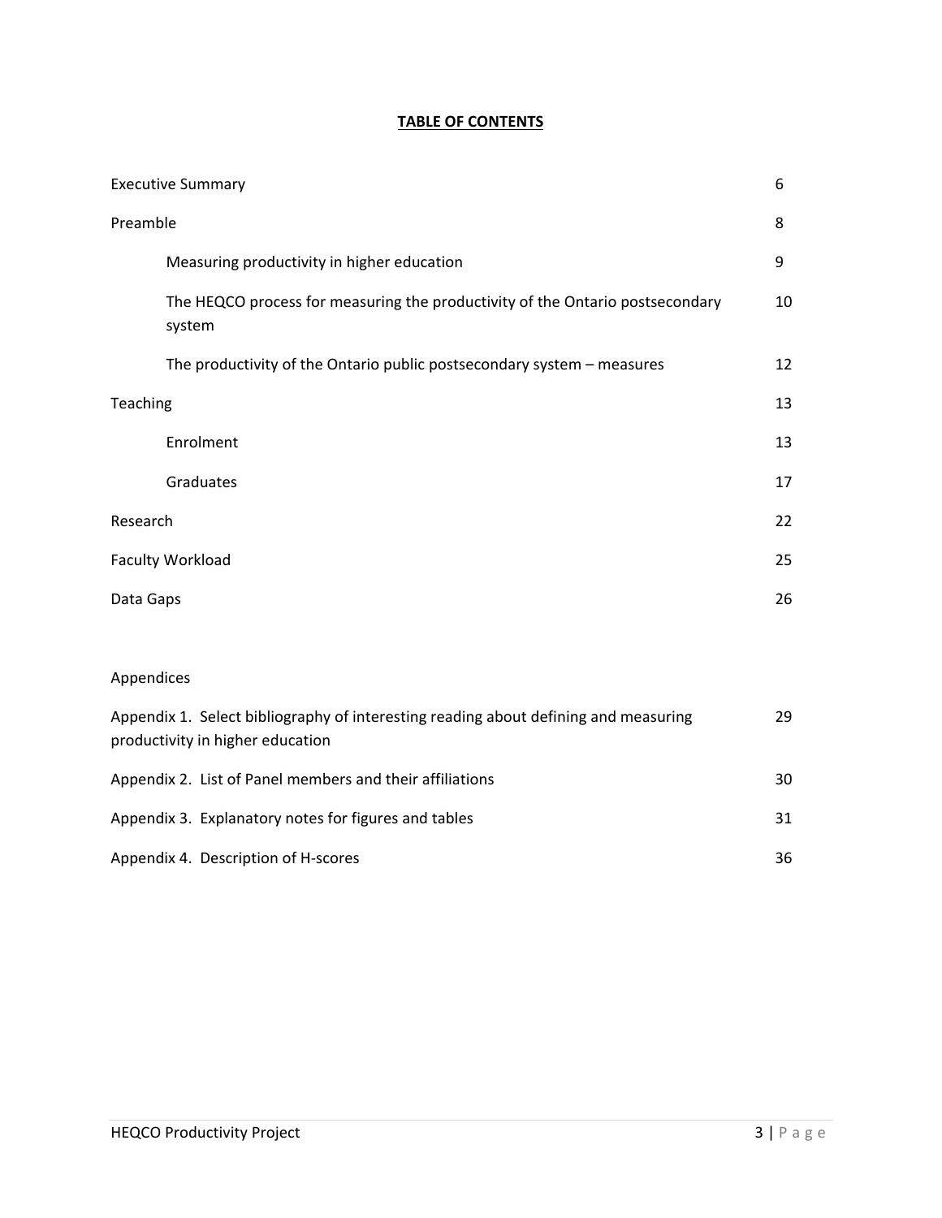# TABLE OF CONTENTS

| | |
|---|---|
| Executive Summary | 6 |
| Preamble | 8 |
| Measuring productivity in higher education | 9 |
| The HEQCO process for measuring the productivity of the Ontario postsecondary system | 10 |
| The productivity of the Ontario public postsecondary system – measures | 12 |
| Teaching | 13 |
| Enrolment | 13 |
| Graduates | 17 |
| Research | 22 |
| Faculty Workload | 25 |
| Data Gaps | 26 |

Appendices

| | |
|---|---|
| Appendix 1. Select bibliography of interesting reading about defining and measuring productivity in higher education | 29 |
| Appendix 2. List of Panel members and their affiliations | 30 |
| Appendix 3. Explanatory notes for figures and tables | 31 |
| Appendix 4. Description of H-scores | 36 |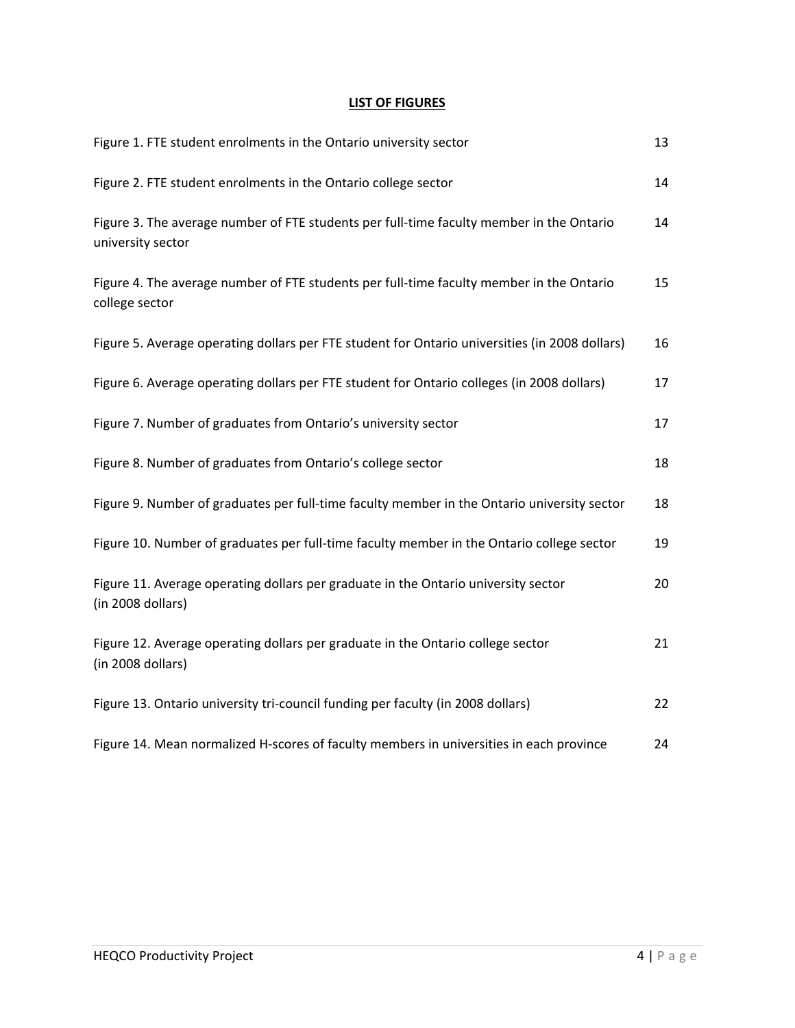## LIST OF FIGURES

| | |
|---|---|
| Figure 1. FTE student enrolments in the Ontario university sector | 13 |
| Figure 2. FTE student enrolments in the Ontario college sector | 14 |
| Figure 3. The average number of FTE students per full-time faculty member in the Ontario university sector | 14 |
| Figure 4. The average number of FTE students per full-time faculty member in the Ontario college sector | 15 |
| Figure 5. Average operating dollars per FTE student for Ontario universities (in 2008 dollars) | 16 |
| Figure 6. Average operating dollars per FTE student for Ontario colleges (in 2008 dollars) | 17 |
| Figure 7. Number of graduates from Ontario's university sector | 17 |
| Figure 8. Number of graduates from Ontario's college sector | 18 |
| Figure 9. Number of graduates per full-time faculty member in the Ontario university sector | 18 |
| Figure 10. Number of graduates per full-time faculty member in the Ontario college sector | 19 |
| Figure 11. Average operating dollars per graduate in the Ontario university sector (in 2008 dollars) | 20 |
| Figure 12. Average operating dollars per graduate in the Ontario college sector (in 2008 dollars) | 21 |
| Figure 13. Ontario university tri-council funding per faculty (in 2008 dollars) | 22 |
| Figure 14. Mean normalized H-scores of faculty members in universities in each province | 24 |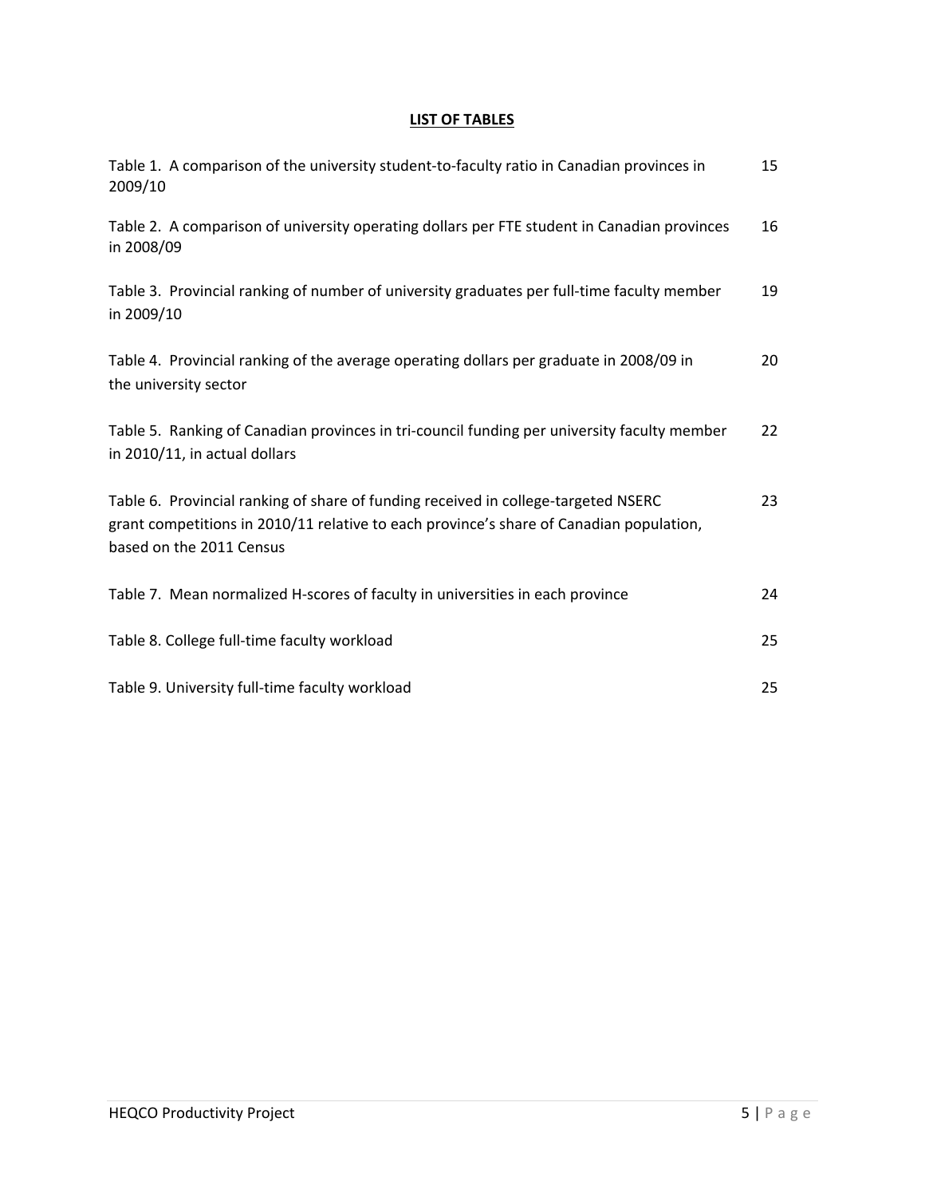# LIST OF TABLES

| | |
|---|---|
| Table 1. A comparison of the university student-to-faculty ratio in Canadian provinces in 2009/10 | 15 |
| Table 2. A comparison of university operating dollars per FTE student in Canadian provinces in 2008/09 | 16 |
| Table 3. Provincial ranking of number of university graduates per full-time faculty member in 2009/10 | 19 |
| Table 4. Provincial ranking of the average operating dollars per graduate in 2008/09 in the university sector | 20 |
| Table 5. Ranking of Canadian provinces in tri-council funding per university faculty member in 2010/11, in actual dollars | 22 |
| Table 6. Provincial ranking of share of funding received in college-targeted NSERC grant competitions in 2010/11 relative to each province's share of Canadian population, based on the 2011 Census | 23 |
| Table 7. Mean normalized H-scores of faculty in universities in each province | 24 |
| Table 8. College full-time faculty workload | 25 |
| Table 9. University full-time faculty workload | 25 |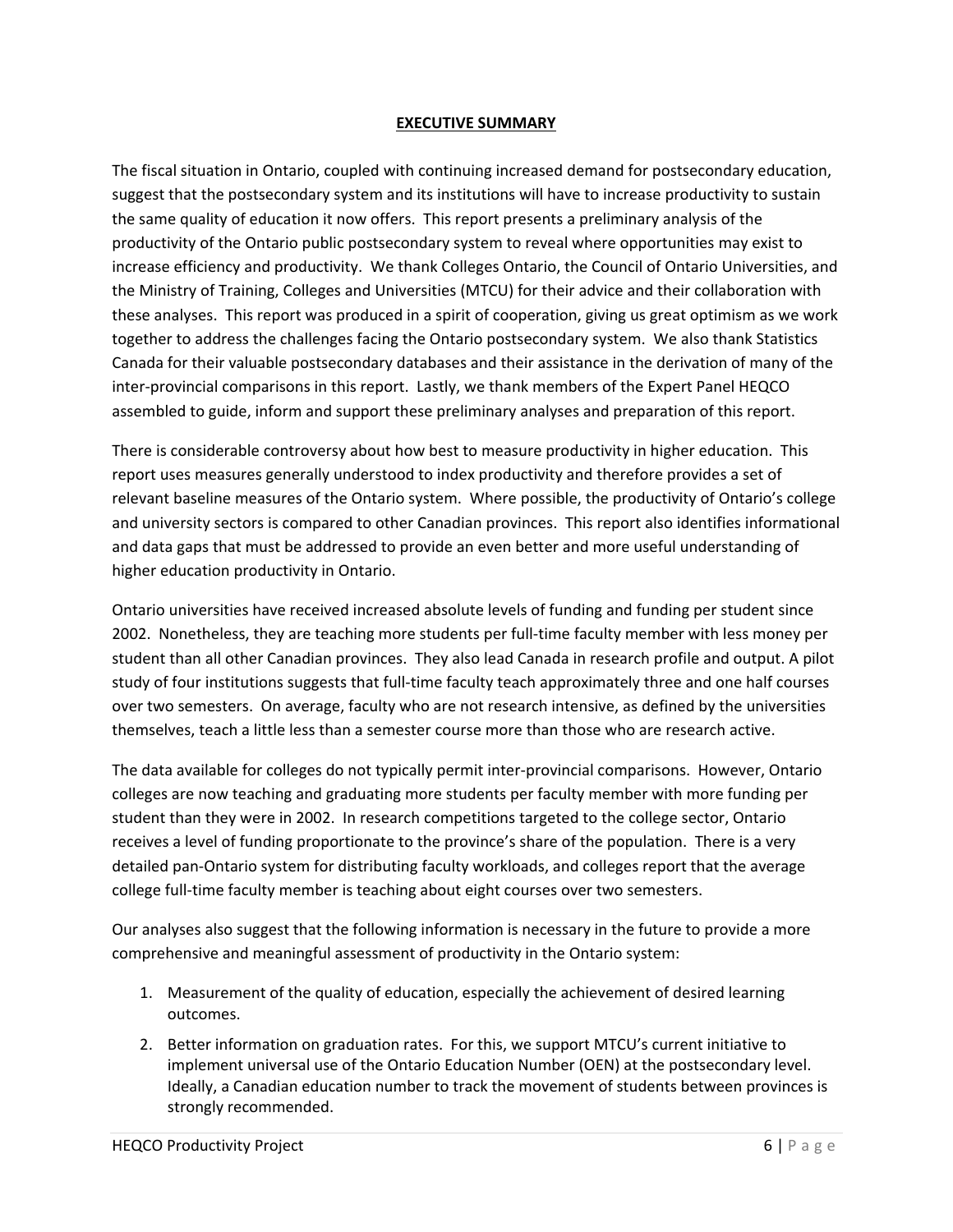## EXECUTIVE SUMMARY

The fiscal situation in Ontario, coupled with continuing increased demand for postsecondary education, suggest that the postsecondary system and its institutions will have to increase productivity to sustain the same quality of education it now offers. This report presents a preliminary analysis of the productivity of the Ontario public postsecondary system to reveal where opportunities may exist to increase efficiency and productivity. We thank Colleges Ontario, the Council of Ontario Universities, and the Ministry of Training, Colleges and Universities (MTCU) for their advice and their collaboration with these analyses. This report was produced in a spirit of cooperation, giving us great optimism as we work together to address the challenges facing the Ontario postsecondary system. We also thank Statistics Canada for their valuable postsecondary databases and their assistance in the derivation of many of the inter-provincial comparisons in this report. Lastly, we thank members of the Expert Panel HEQCO assembled to guide, inform and support these preliminary analyses and preparation of this report.

There is considerable controversy about how best to measure productivity in higher education. This report uses measures generally understood to index productivity and therefore provides a set of relevant baseline measures of the Ontario system. Where possible, the productivity of Ontario's college and university sectors is compared to other Canadian provinces. This report also identifies informational and data gaps that must be addressed to provide an even better and more useful understanding of higher education productivity in Ontario.

Ontario universities have received increased absolute levels of funding and funding per student since 2002. Nonetheless, they are teaching more students per full-time faculty member with less money per student than all other Canadian provinces. They also lead Canada in research profile and output. A pilot study of four institutions suggests that full-time faculty teach approximately three and one half courses over two semesters. On average, faculty who are not research intensive, as defined by the universities themselves, teach a little less than a semester course more than those who are research active.

The data available for colleges do not typically permit inter-provincial comparisons. However, Ontario colleges are now teaching and graduating more students per faculty member with more funding per student than they were in 2002. In research competitions targeted to the college sector, Ontario receives a level of funding proportionate to the province's share of the population. There is a very detailed pan-Ontario system for distributing faculty workloads, and colleges report that the average college full-time faculty member is teaching about eight courses over two semesters.

Our analyses also suggest that the following information is necessary in the future to provide a more comprehensive and meaningful assessment of productivity in the Ontario system:

1. Measurement of the quality of education, especially the achievement of desired learning outcomes.
2. Better information on graduation rates. For this, we support MTCU's current initiative to implement universal use of the Ontario Education Number (OEN) at the postsecondary level. Ideally, a Canadian education number to track the movement of students between provinces is strongly recommended.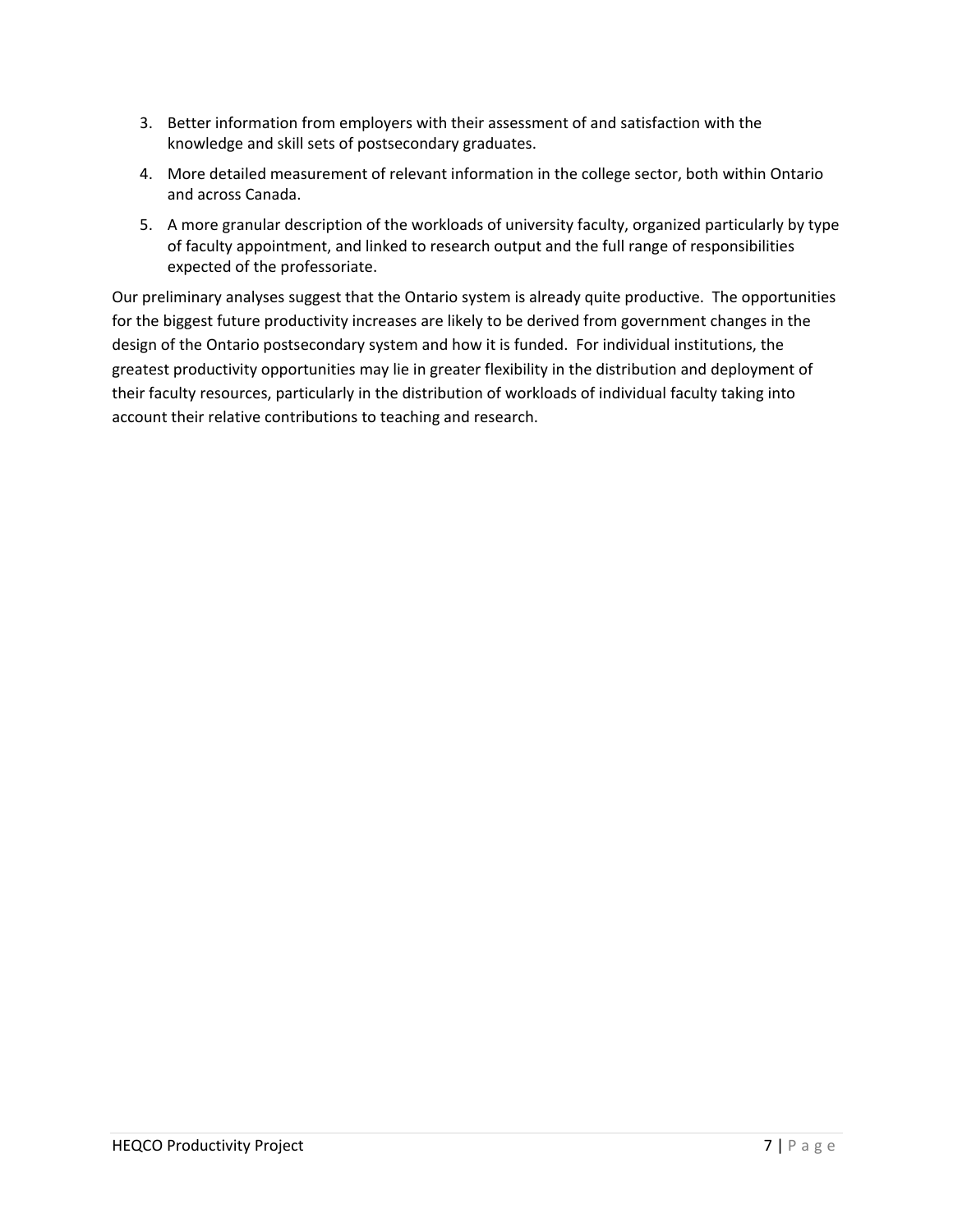3. Better information from employers with their assessment of and satisfaction with the knowledge and skill sets of postsecondary graduates.
4. More detailed measurement of relevant information in the college sector, both within Ontario and across Canada.
5. A more granular description of the workloads of university faculty, organized particularly by type of faculty appointment, and linked to research output and the full range of responsibilities expected of the professoriate.

Our preliminary analyses suggest that the Ontario system is already quite productive. The opportunities for the biggest future productivity increases are likely to be derived from government changes in the design of the Ontario postsecondary system and how it is funded. For individual institutions, the greatest productivity opportunities may lie in greater flexibility in the distribution and deployment of their faculty resources, particularly in the distribution of workloads of individual faculty taking into account their relative contributions to teaching and research.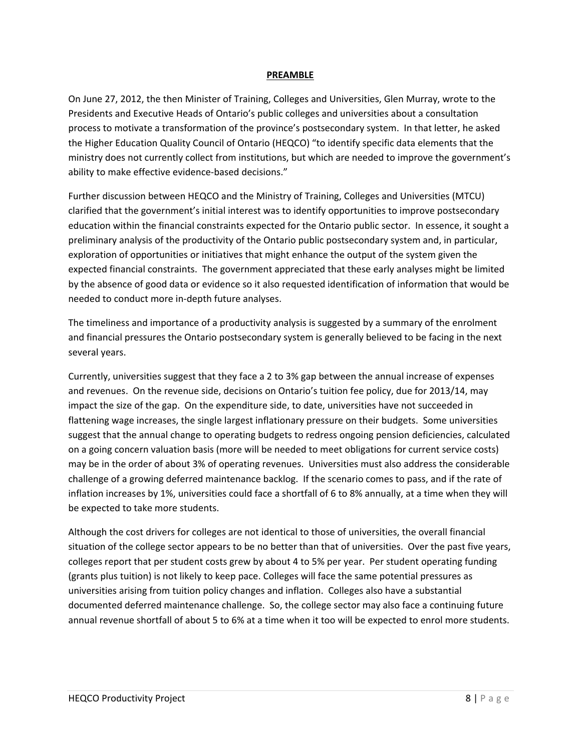## PREAMBLE

On June 27, 2012, the then Minister of Training, Colleges and Universities, Glen Murray, wrote to the Presidents and Executive Heads of Ontario's public colleges and universities about a consultation process to motivate a transformation of the province's postsecondary system. In that letter, he asked the Higher Education Quality Council of Ontario (HEQCO) "to identify specific data elements that the ministry does not currently collect from institutions, but which are needed to improve the government's ability to make effective evidence-based decisions."

Further discussion between HEQCO and the Ministry of Training, Colleges and Universities (MTCU) clarified that the government's initial interest was to identify opportunities to improve postsecondary education within the financial constraints expected for the Ontario public sector. In essence, it sought a preliminary analysis of the productivity of the Ontario public postsecondary system and, in particular, exploration of opportunities or initiatives that might enhance the output of the system given the expected financial constraints. The government appreciated that these early analyses might be limited by the absence of good data or evidence so it also requested identification of information that would be needed to conduct more in-depth future analyses.

The timeliness and importance of a productivity analysis is suggested by a summary of the enrolment and financial pressures the Ontario postsecondary system is generally believed to be facing in the next several years.

Currently, universities suggest that they face a 2 to 3% gap between the annual increase of expenses and revenues. On the revenue side, decisions on Ontario's tuition fee policy, due for 2013/14, may impact the size of the gap. On the expenditure side, to date, universities have not succeeded in flattening wage increases, the single largest inflationary pressure on their budgets. Some universities suggest that the annual change to operating budgets to redress ongoing pension deficiencies, calculated on a going concern valuation basis (more will be needed to meet obligations for current service costs) may be in the order of about 3% of operating revenues. Universities must also address the considerable challenge of a growing deferred maintenance backlog. If the scenario comes to pass, and if the rate of inflation increases by 1%, universities could face a shortfall of 6 to 8% annually, at a time when they will be expected to take more students.

Although the cost drivers for colleges are not identical to those of universities, the overall financial situation of the college sector appears to be no better than that of universities. Over the past five years, colleges report that per student costs grew by about 4 to 5% per year. Per student operating funding (grants plus tuition) is not likely to keep pace. Colleges will face the same potential pressures as universities arising from tuition policy changes and inflation. Colleges also have a substantial documented deferred maintenance challenge. So, the college sector may also face a continuing future annual revenue shortfall of about 5 to 6% at a time when it too will be expected to enrol more students.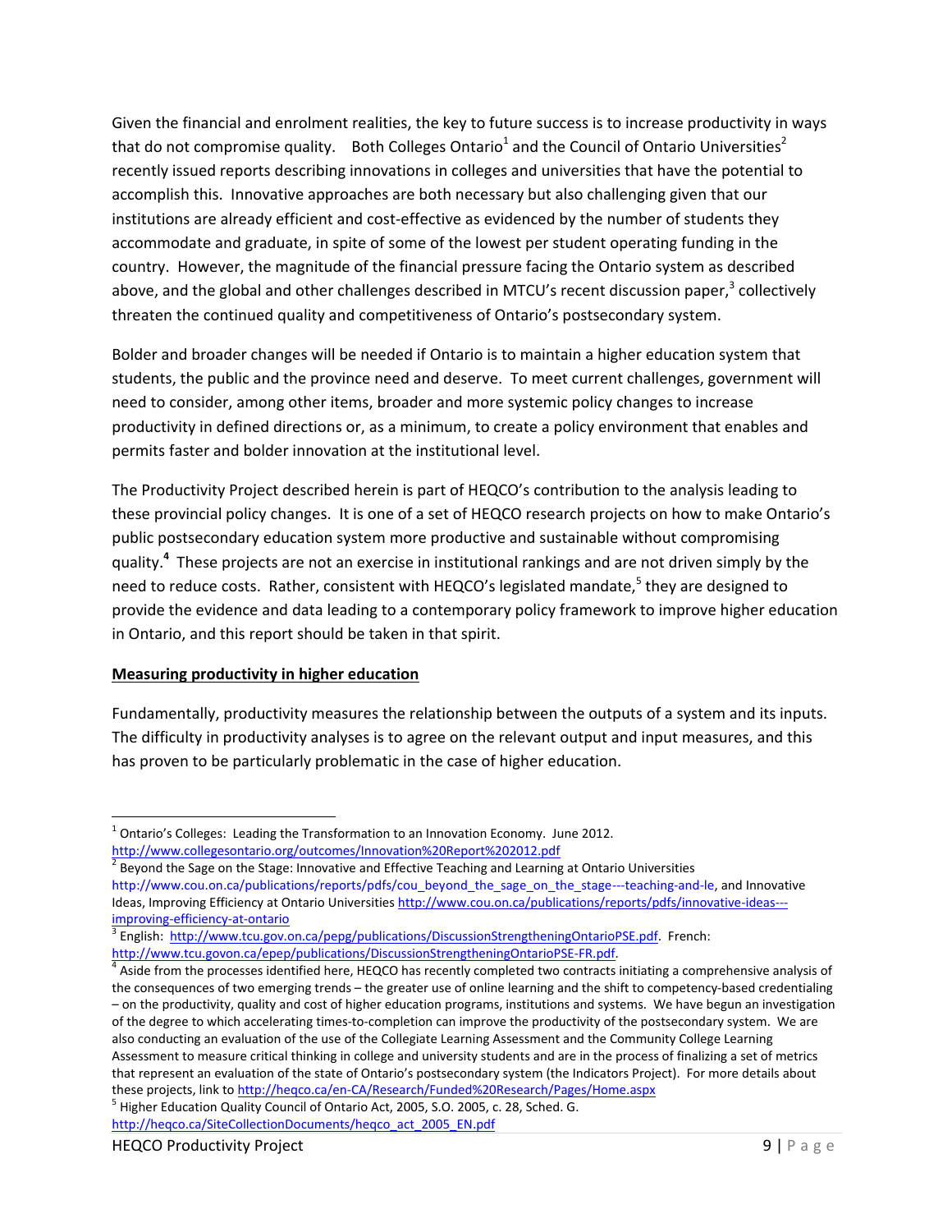Given the financial and enrolment realities, the key to future success is to increase productivity in ways that do not compromise quality. Both Colleges Ontario[1] and the Council of Ontario Universities[2] recently issued reports describing innovations in colleges and universities that have the potential to accomplish this. Innovative approaches are both necessary but also challenging given that our institutions are already efficient and cost-effective as evidenced by the number of students they accommodate and graduate, in spite of some of the lowest per student operating funding in the country. However, the magnitude of the financial pressure facing the Ontario system as described above, and the global and other challenges described in MTCU's recent discussion paper,[3] collectively threaten the continued quality and competitiveness of Ontario's postsecondary system.

Bolder and broader changes will be needed if Ontario is to maintain a higher education system that students, the public and the province need and deserve. To meet current challenges, government will need to consider, among other items, broader and more systemic policy changes to increase productivity in defined directions or, as a minimum, to create a policy environment that enables and permits faster and bolder innovation at the institutional level.

The Productivity Project described herein is part of HEQCO's contribution to the analysis leading to these provincial policy changes. It is one of a set of HEQCO research projects on how to make Ontario's public postsecondary education system more productive and sustainable without compromising quality.[4] These projects are not an exercise in institutional rankings and are not driven simply by the need to reduce costs. Rather, consistent with HEQCO's legislated mandate,[5] they are designed to provide the evidence and data leading to a contemporary policy framework to improve higher education in Ontario, and this report should be taken in that spirit.

**Measuring productivity in higher education**

Fundamentally, productivity measures the relationship between the outputs of a system and its inputs. The difficulty in productivity analyses is to agree on the relevant output and input measures, and this has proven to be particularly problematic in the case of higher education.

---

[1] Ontario's Colleges: Leading the Transformation to an Innovation Economy. June 2012. http://www.collegesontario.org/outcomes/Innovation%20Report%202012.pdf

[2] Beyond the Sage on the Stage: Innovative and Effective Teaching and Learning at Ontario Universities http://www.cou.on.ca/publications/reports/pdfs/cou_beyond_the_sage_on_the_stage---teaching-and-le, and Innovative Ideas, Improving Efficiency at Ontario Universities http://www.cou.on.ca/publications/reports/pdfs/innovative-ideas---improving-efficiency-at-ontario

[3] English: http://www.tcu.gov.on.ca/pepg/publications/DiscussionStrengtheningOntarioPSE.pdf. French: http://www.tcu.govon.ca/epep/publications/DiscussionStrengtheningOntarioPSE-FR.pdf.

[4] Aside from the processes identified here, HEQCO has recently completed two contracts initiating a comprehensive analysis of the consequences of two emerging trends – the greater use of online learning and the shift to competency-based credentialing – on the productivity, quality and cost of higher education programs, institutions and systems. We have begun an investigation of the degree to which accelerating times-to-completion can improve the productivity of the postsecondary system. We are also conducting an evaluation of the use of the Collegiate Learning Assessment and the Community College Learning Assessment to measure critical thinking in college and university students and are in the process of finalizing a set of metrics that represent an evaluation of the state of Ontario's postsecondary system (the Indicators Project). For more details about these projects, link to http://heqco.ca/en-CA/Research/Funded%20Research/Pages/Home.aspx

[5] Higher Education Quality Council of Ontario Act, 2005, S.O. 2005, c. 28, Sched. G. http://heqco.ca/SiteCollectionDocuments/heqco_act_2005_EN.pdf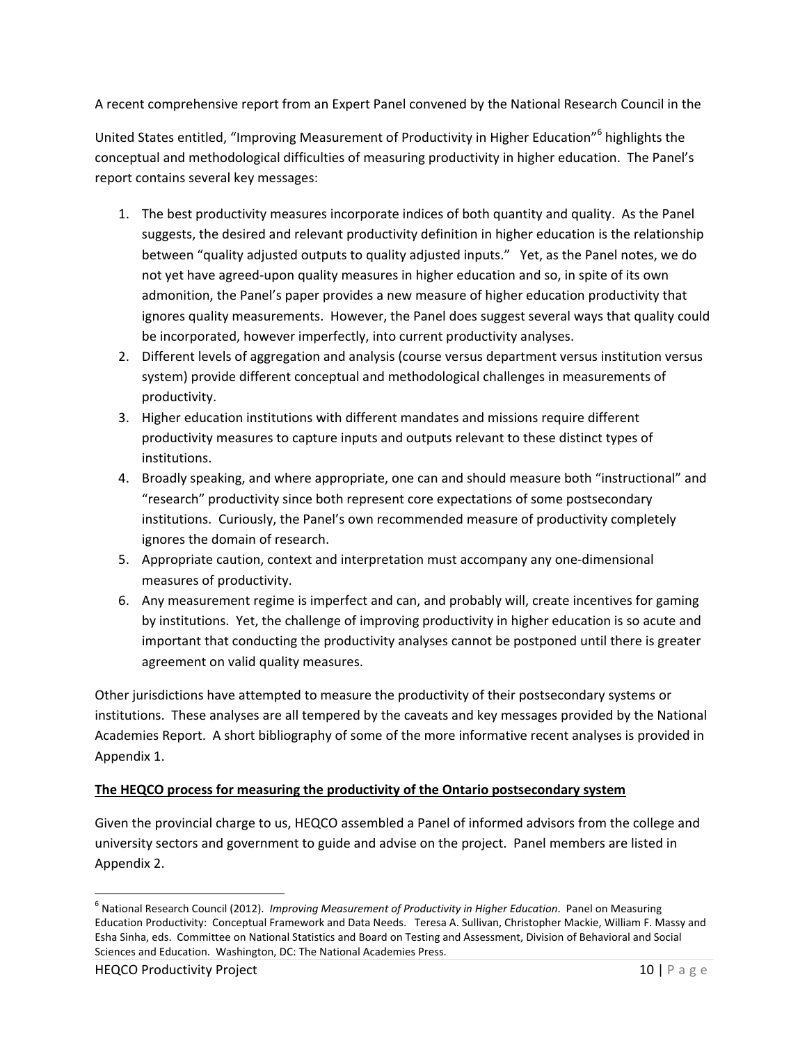A recent comprehensive report from an Expert Panel convened by the National Research Council in the United States entitled, "Improving Measurement of Productivity in Higher Education"[6] highlights the conceptual and methodological difficulties of measuring productivity in higher education. The Panel's report contains several key messages:

1. The best productivity measures incorporate indices of both quantity and quality. As the Panel suggests, the desired and relevant productivity definition in higher education is the relationship between "quality adjusted outputs to quality adjusted inputs." Yet, as the Panel notes, we do not yet have agreed-upon quality measures in higher education and so, in spite of its own admonition, the Panel's paper provides a new measure of higher education productivity that ignores quality measurements. However, the Panel does suggest several ways that quality could be incorporated, however imperfectly, into current productivity analyses.
2. Different levels of aggregation and analysis (course versus department versus institution versus system) provide different conceptual and methodological challenges in measurements of productivity.
3. Higher education institutions with different mandates and missions require different productivity measures to capture inputs and outputs relevant to these distinct types of institutions.
4. Broadly speaking, and where appropriate, one can and should measure both "instructional" and "research" productivity since both represent core expectations of some postsecondary institutions. Curiously, the Panel's own recommended measure of productivity completely ignores the domain of research.
5. Appropriate caution, context and interpretation must accompany any one-dimensional measures of productivity.
6. Any measurement regime is imperfect and can, and probably will, create incentives for gaming by institutions. Yet, the challenge of improving productivity in higher education is so acute and important that conducting the productivity analyses cannot be postponed until there is greater agreement on valid quality measures.

Other jurisdictions have attempted to measure the productivity of their postsecondary systems or institutions. These analyses are all tempered by the caveats and key messages provided by the National Academies Report. A short bibliography of some of the more informative recent analyses is provided in Appendix 1.

## The HEQCO process for measuring the productivity of the Ontario postsecondary system

Given the provincial charge to us, HEQCO assembled a Panel of informed advisors from the college and university sectors and government to guide and advise on the project. Panel members are listed in Appendix 2.

[6] National Research Council (2012). *Improving Measurement of Productivity in Higher Education*. Panel on Measuring Education Productivity: Conceptual Framework and Data Needs. Teresa A. Sullivan, Christopher Mackie, William F. Massy and Esha Sinha, eds. Committee on National Statistics and Board on Testing and Assessment, Division of Behavioral and Social Sciences and Education. Washington, DC: The National Academies Press.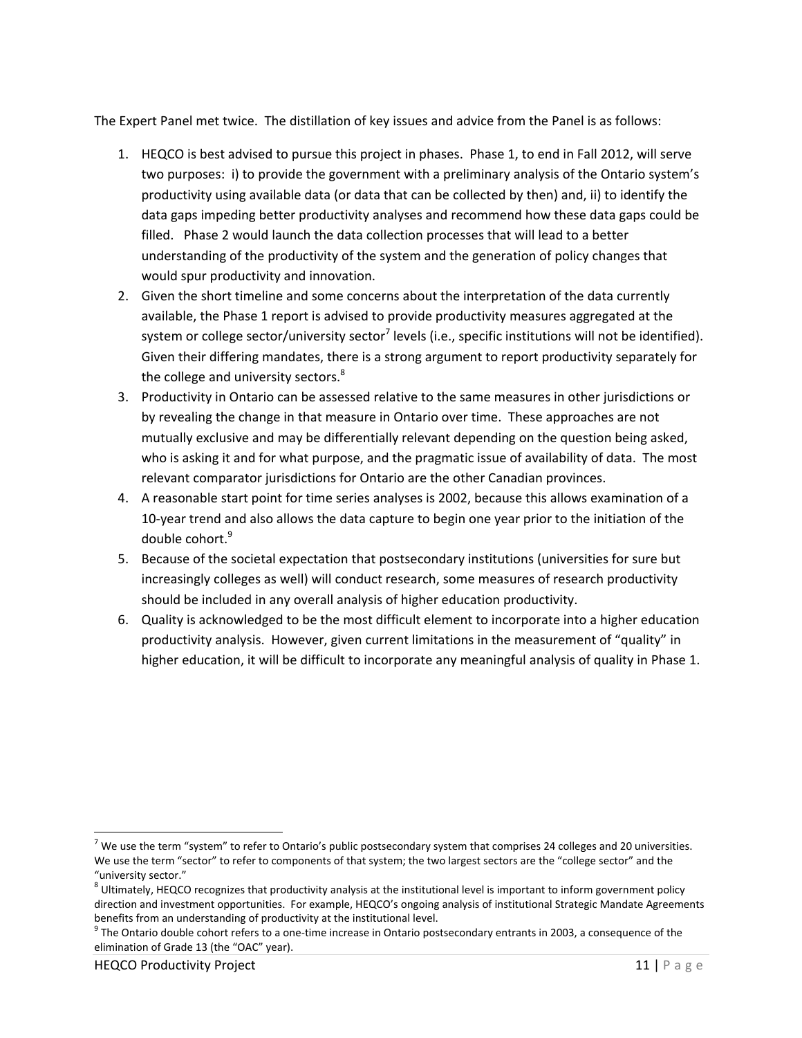The Expert Panel met twice. The distillation of key issues and advice from the Panel is as follows:

1. HEQCO is best advised to pursue this project in phases. Phase 1, to end in Fall 2012, will serve two purposes: i) to provide the government with a preliminary analysis of the Ontario system's productivity using available data (or data that can be collected by then) and, ii) to identify the data gaps impeding better productivity analyses and recommend how these data gaps could be filled. Phase 2 would launch the data collection processes that will lead to a better understanding of the productivity of the system and the generation of policy changes that would spur productivity and innovation.
2. Given the short timeline and some concerns about the interpretation of the data currently available, the Phase 1 report is advised to provide productivity measures aggregated at the system or college sector/university sector[7] levels (i.e., specific institutions will not be identified). Given their differing mandates, there is a strong argument to report productivity separately for the college and university sectors.[8]
3. Productivity in Ontario can be assessed relative to the same measures in other jurisdictions or by revealing the change in that measure in Ontario over time. These approaches are not mutually exclusive and may be differentially relevant depending on the question being asked, who is asking it and for what purpose, and the pragmatic issue of availability of data. The most relevant comparator jurisdictions for Ontario are the other Canadian provinces.
4. A reasonable start point for time series analyses is 2002, because this allows examination of a 10-year trend and also allows the data capture to begin one year prior to the initiation of the double cohort.[9]
5. Because of the societal expectation that postsecondary institutions (universities for sure but increasingly colleges as well) will conduct research, some measures of research productivity should be included in any overall analysis of higher education productivity.
6. Quality is acknowledged to be the most difficult element to incorporate into a higher education productivity analysis. However, given current limitations in the measurement of "quality" in higher education, it will be difficult to incorporate any meaningful analysis of quality in Phase 1.

---

[7] We use the term "system" to refer to Ontario's public postsecondary system that comprises 24 colleges and 20 universities. We use the term "sector" to refer to components of that system; the two largest sectors are the "college sector" and the "university sector."

[8] Ultimately, HEQCO recognizes that productivity analysis at the institutional level is important to inform government policy direction and investment opportunities. For example, HEQCO's ongoing analysis of institutional Strategic Mandate Agreements benefits from an understanding of productivity at the institutional level.

[9] The Ontario double cohort refers to a one-time increase in Ontario postsecondary entrants in 2003, a consequence of the elimination of Grade 13 (the "OAC" year).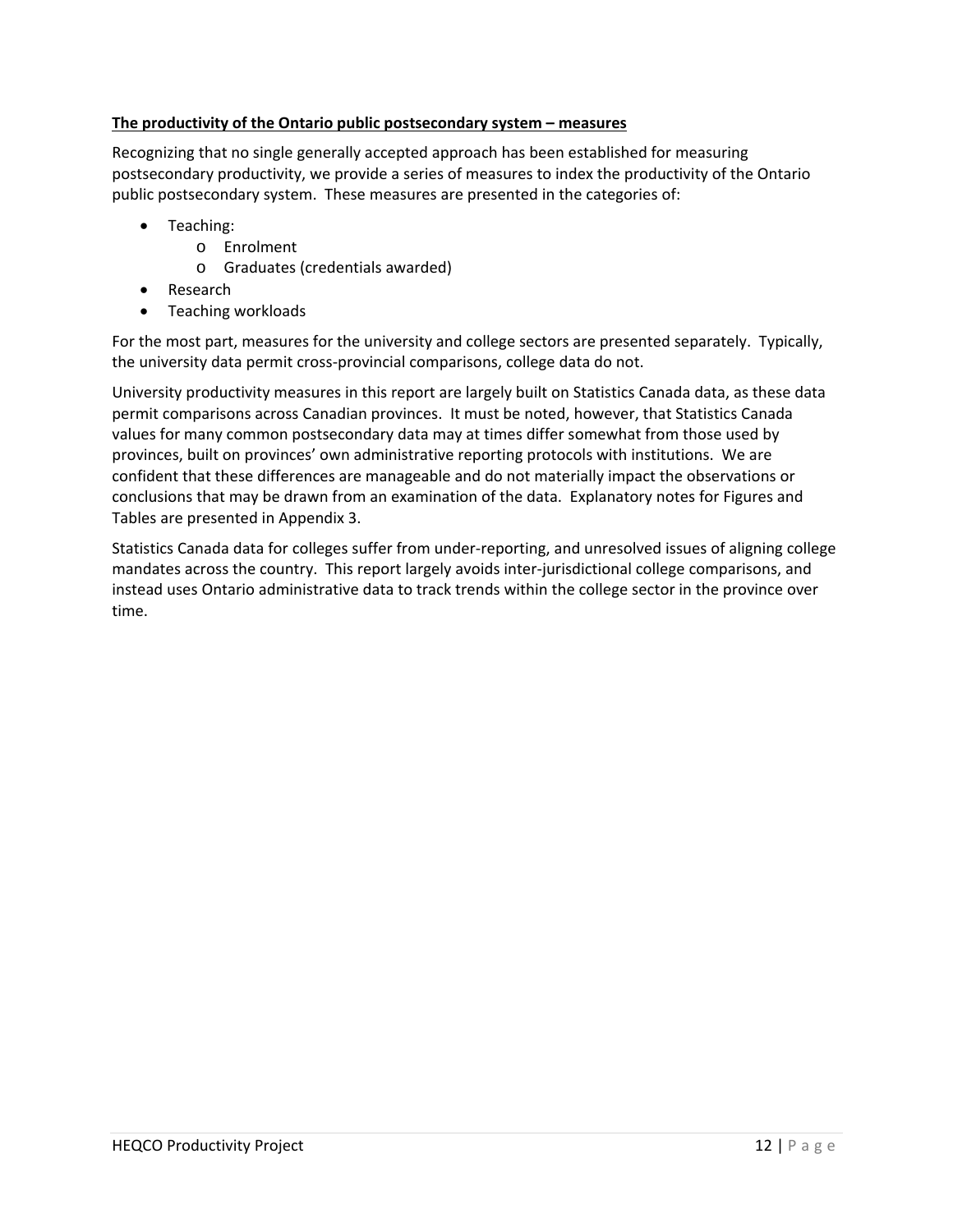**The productivity of the Ontario public postsecondary system – measures**

Recognizing that no single generally accepted approach has been established for measuring postsecondary productivity, we provide a series of measures to index the productivity of the Ontario public postsecondary system. These measures are presented in the categories of:

- Teaching:
    - Enrolment
    - Graduates (credentials awarded)
- Research
- Teaching workloads

For the most part, measures for the university and college sectors are presented separately. Typically, the university data permit cross-provincial comparisons, college data do not.

University productivity measures in this report are largely built on Statistics Canada data, as these data permit comparisons across Canadian provinces. It must be noted, however, that Statistics Canada values for many common postsecondary data may at times differ somewhat from those used by provinces, built on provinces' own administrative reporting protocols with institutions. We are confident that these differences are manageable and do not materially impact the observations or conclusions that may be drawn from an examination of the data. Explanatory notes for Figures and Tables are presented in Appendix 3.

Statistics Canada data for colleges suffer from under-reporting, and unresolved issues of aligning college mandates across the country. This report largely avoids inter-jurisdictional college comparisons, and instead uses Ontario administrative data to track trends within the college sector in the province over time.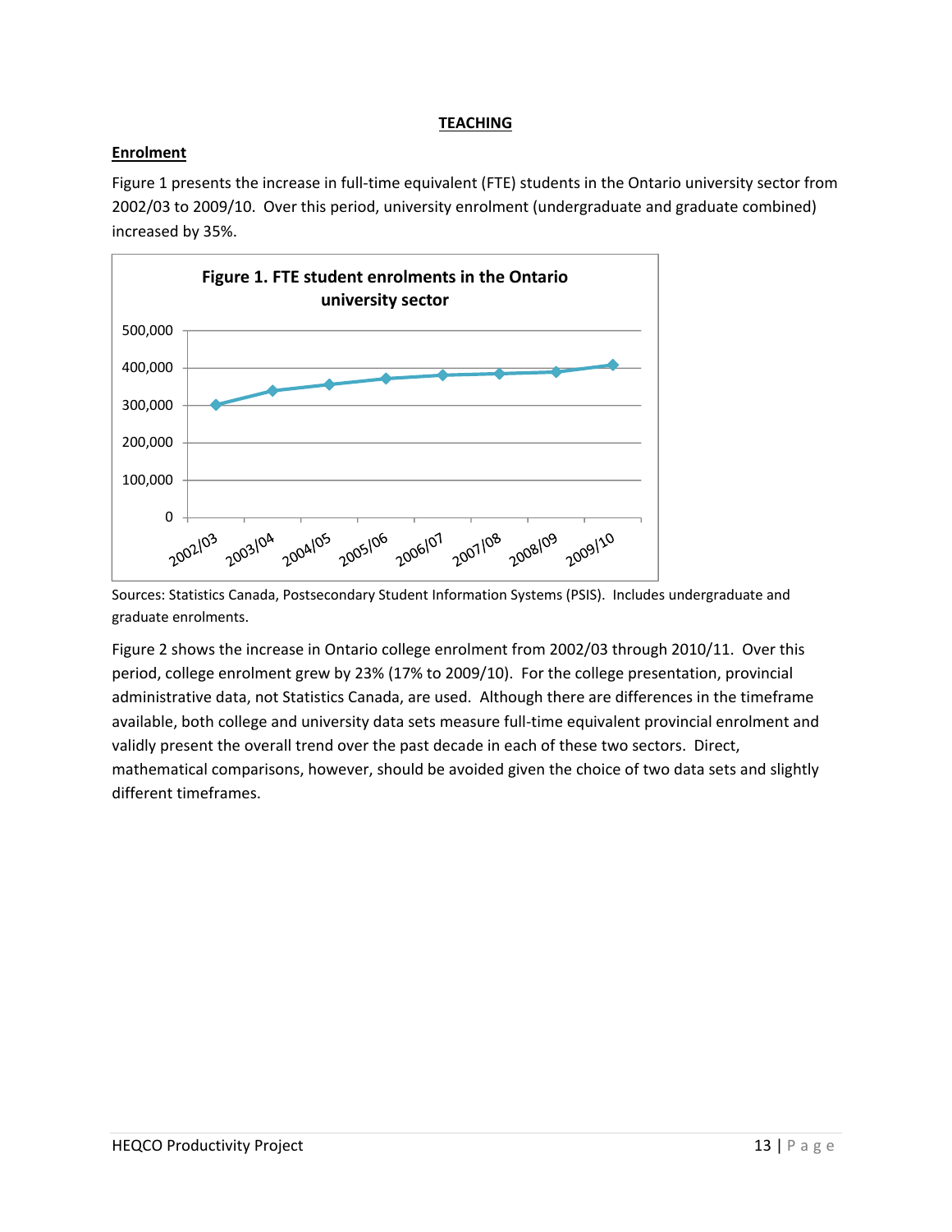## TEACHING

### Enrolment

Figure 1 presents the increase in full-time equivalent (FTE) students in the Ontario university sector from 2002/03 to 2009/10. Over this period, university enrolment (undergraduate and graduate combined) increased by 35%.

**Figure 1. FTE student enrolments in the Ontario university sector**

Sources: Statistics Canada, Postsecondary Student Information Systems (PSIS). Includes undergraduate and graduate enrolments.

Figure 2 shows the increase in Ontario college enrolment from 2002/03 through 2010/11. Over this period, college enrolment grew by 23% (17% to 2009/10). For the college presentation, provincial administrative data, not Statistics Canada, are used. Although there are differences in the timeframe available, both college and university data sets measure full-time equivalent provincial enrolment and validly present the overall trend over the past decade in each of these two sectors. Direct, mathematical comparisons, however, should be avoided given the choice of two data sets and slightly different timeframes.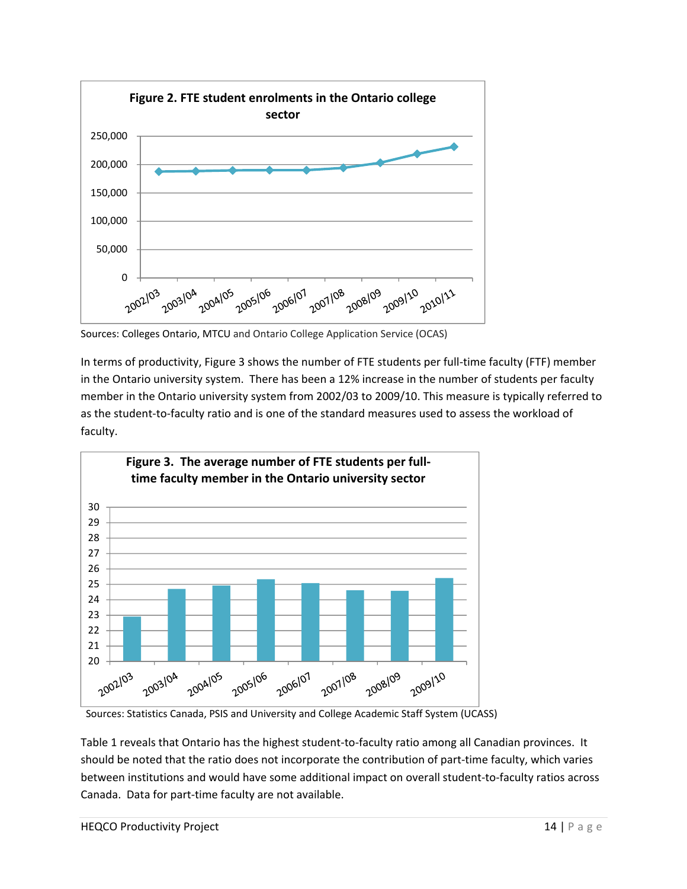**Figure 2. FTE student enrolments in the Ontario college sector**

Sources: Colleges Ontario, MTCU and Ontario College Application Service (OCAS)

In terms of productivity, Figure 3 shows the number of FTE students per full-time faculty (FTF) member in the Ontario university system. There has been a 12% increase in the number of students per faculty member in the Ontario university system from 2002/03 to 2009/10. This measure is typically referred to as the student-to-faculty ratio and is one of the standard measures used to assess the workload of faculty.

**Figure 3. The average number of FTE students per full-time faculty member in the Ontario university sector**

Sources: Statistics Canada, PSIS and University and College Academic Staff System (UCASS)

Table 1 reveals that Ontario has the highest student-to-faculty ratio among all Canadian provinces. It should be noted that the ratio does not incorporate the contribution of part-time faculty, which varies between institutions and would have some additional impact on overall student-to-faculty ratios across Canada. Data for part-time faculty are not available.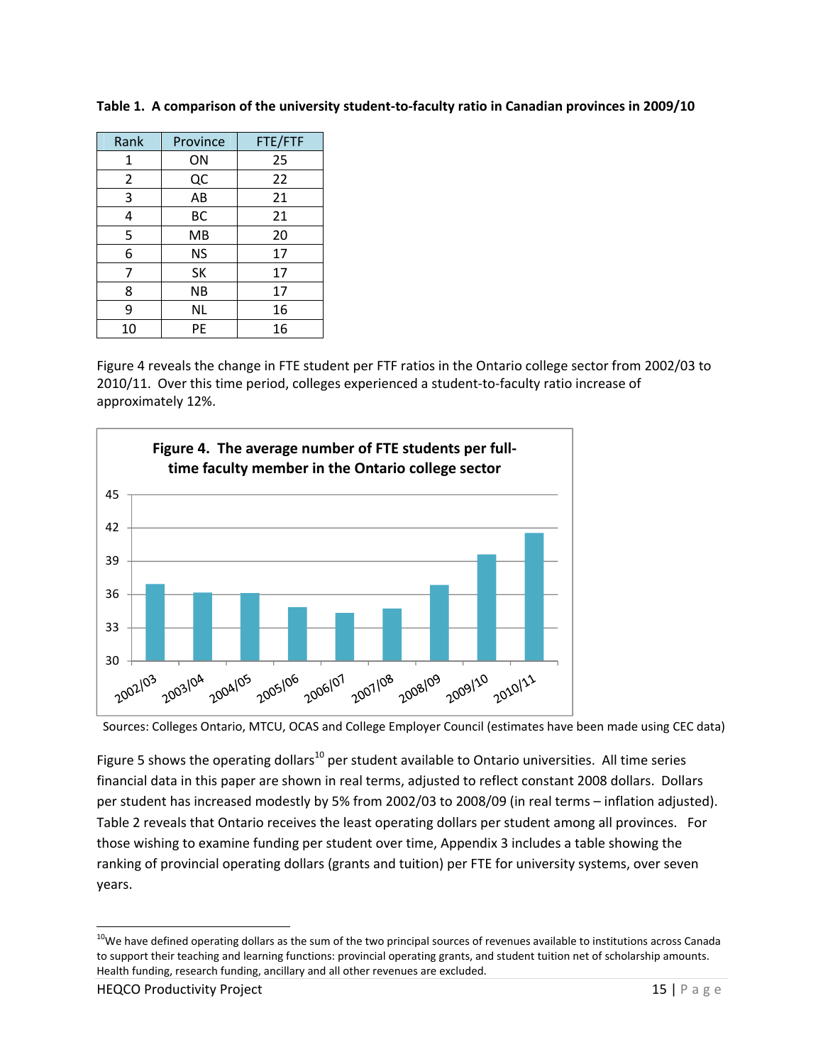**Table 1. A comparison of the university student-to-faculty ratio in Canadian provinces in 2009/10**

| Rank | Province | FTE/FTF |
|---|---|---|
| 1 | ON | 25 |
| 2 | QC | 22 |
| 3 | AB | 21 |
| 4 | BC | 21 |
| 5 | MB | 20 |
| 6 | NS | 17 |
| 7 | SK | 17 |
| 8 | NB | 17 |
| 9 | NL | 16 |
| 10 | PE | 16 |

Figure 4 reveals the change in FTE student per FTF ratios in the Ontario college sector from 2002/03 to 2010/11. Over this time period, colleges experienced a student-to-faculty ratio increase of approximately 12%.

**Figure 4. The average number of FTE students per full-time faculty member in the Ontario college sector**

Sources: Colleges Ontario, MTCU, OCAS and College Employer Council (estimates have been made using CEC data)

Figure 5 shows the operating dollars[10] per student available to Ontario universities. All time series financial data in this paper are shown in real terms, adjusted to reflect constant 2008 dollars. Dollars per student has increased modestly by 5% from 2002/03 to 2008/09 (in real terms – inflation adjusted). Table 2 reveals that Ontario receives the least operating dollars per student among all provinces. For those wishing to examine funding per student over time, Appendix 3 includes a table showing the ranking of provincial operating dollars (grants and tuition) per FTE for university systems, over seven years.

[10] We have defined operating dollars as the sum of the two principal sources of revenues available to institutions across Canada to support their teaching and learning functions: provincial operating grants, and student tuition net of scholarship amounts. Health funding, research funding, ancillary and all other revenues are excluded.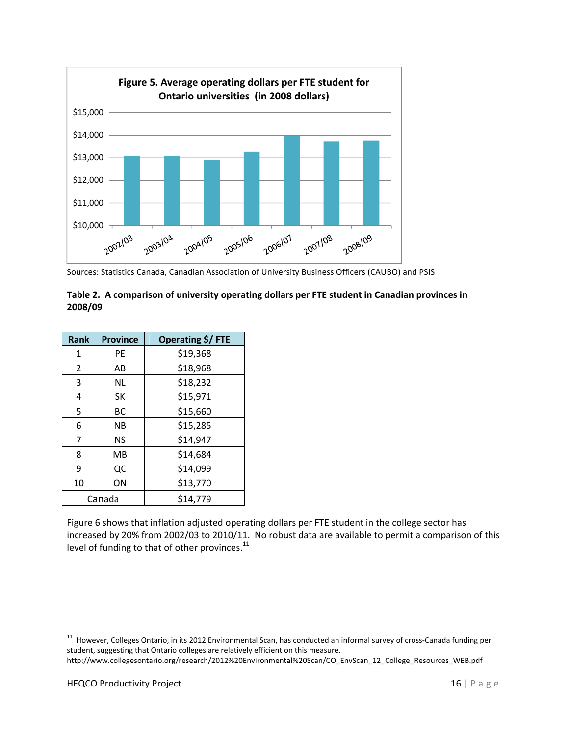**Figure 5. Average operating dollars per FTE student for Ontario universities (in 2008 dollars)**

Sources: Statistics Canada, Canadian Association of University Business Officers (CAUBO) and PSIS

**Table 2. A comparison of university operating dollars per FTE student in Canadian provinces in 2008/09**

| Rank | Province | Operating $/ FTE |
|---|---|---|
| 1 | PE | $19,368 |
| 2 | AB | $18,968 |
| 3 | NL | $18,232 |
| 4 | SK | $15,971 |
| 5 | BC | $15,660 |
| 6 | NB | $15,285 |
| 7 | NS | $14,947 |
| 8 | MB | $14,684 |
| 9 | QC | $14,099 |
| 10 | ON | $13,770 |
| Canada | | $14,779 |

Figure 6 shows that inflation adjusted operating dollars per FTE student in the college sector has increased by 20% from 2002/03 to 2010/11. No robust data are available to permit a comparison of this level of funding to that of other provinces.[11]

[11] However, Colleges Ontario, in its 2012 Environmental Scan, has conducted an informal survey of cross-Canada funding per student, suggesting that Ontario colleges are relatively efficient on this measure. http://www.collegesontario.org/research/2012%20Environmental%20Scan/CO_EnvScan_12_College_Resources_WEB.pdf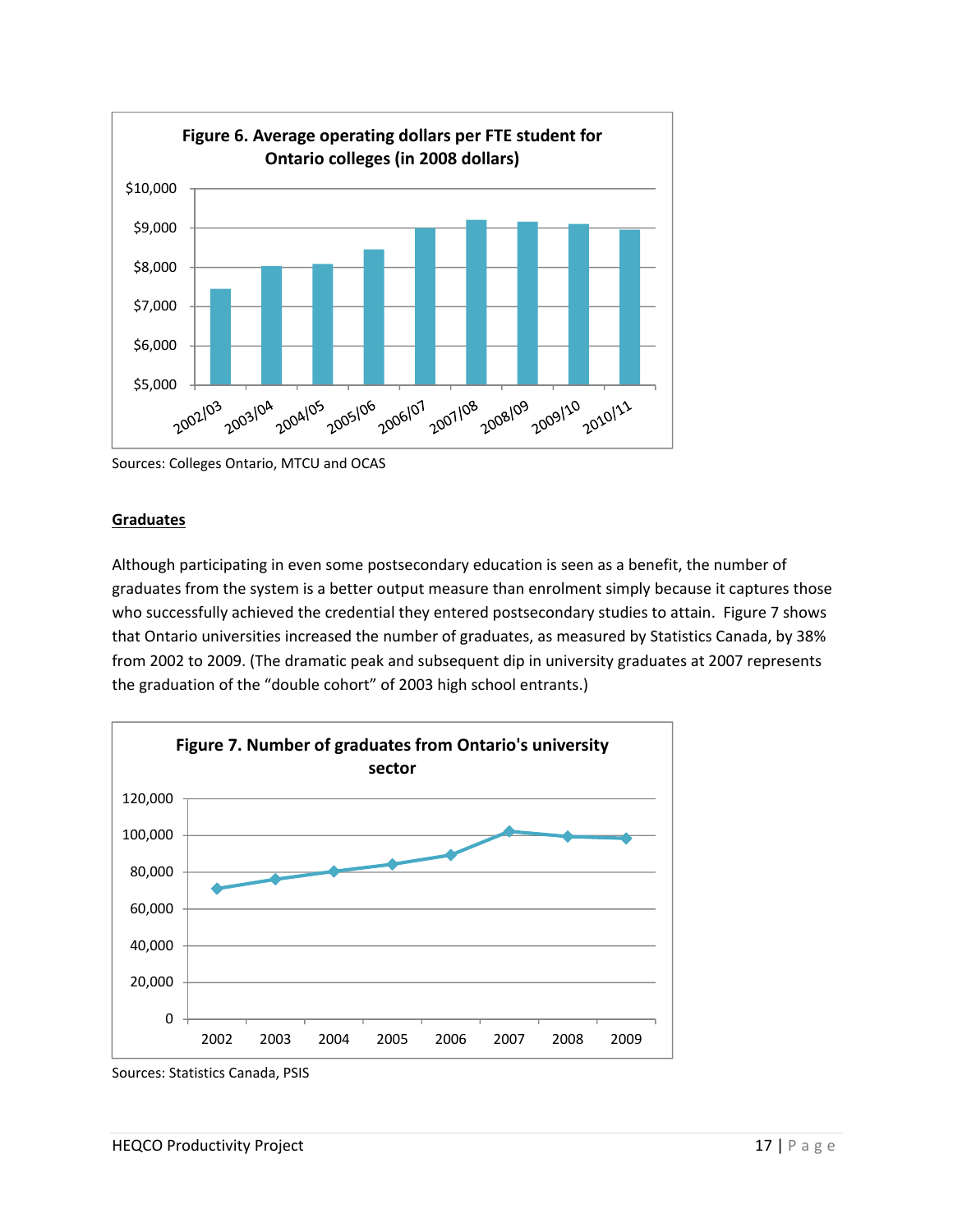**Figure 6. Average operating dollars per FTE student for Ontario colleges (in 2008 dollars)**

Sources: Colleges Ontario, MTCU and OCAS

**Graduates**

Although participating in even some postsecondary education is seen as a benefit, the number of graduates from the system is a better output measure than enrolment simply because it captures those who successfully achieved the credential they entered postsecondary studies to attain. Figure 7 shows that Ontario universities increased the number of graduates, as measured by Statistics Canada, by 38% from 2002 to 2009. (The dramatic peak and subsequent dip in university graduates at 2007 represents the graduation of the "double cohort" of 2003 high school entrants.)

**Figure 7. Number of graduates from Ontario's university sector**

Sources: Statistics Canada, PSIS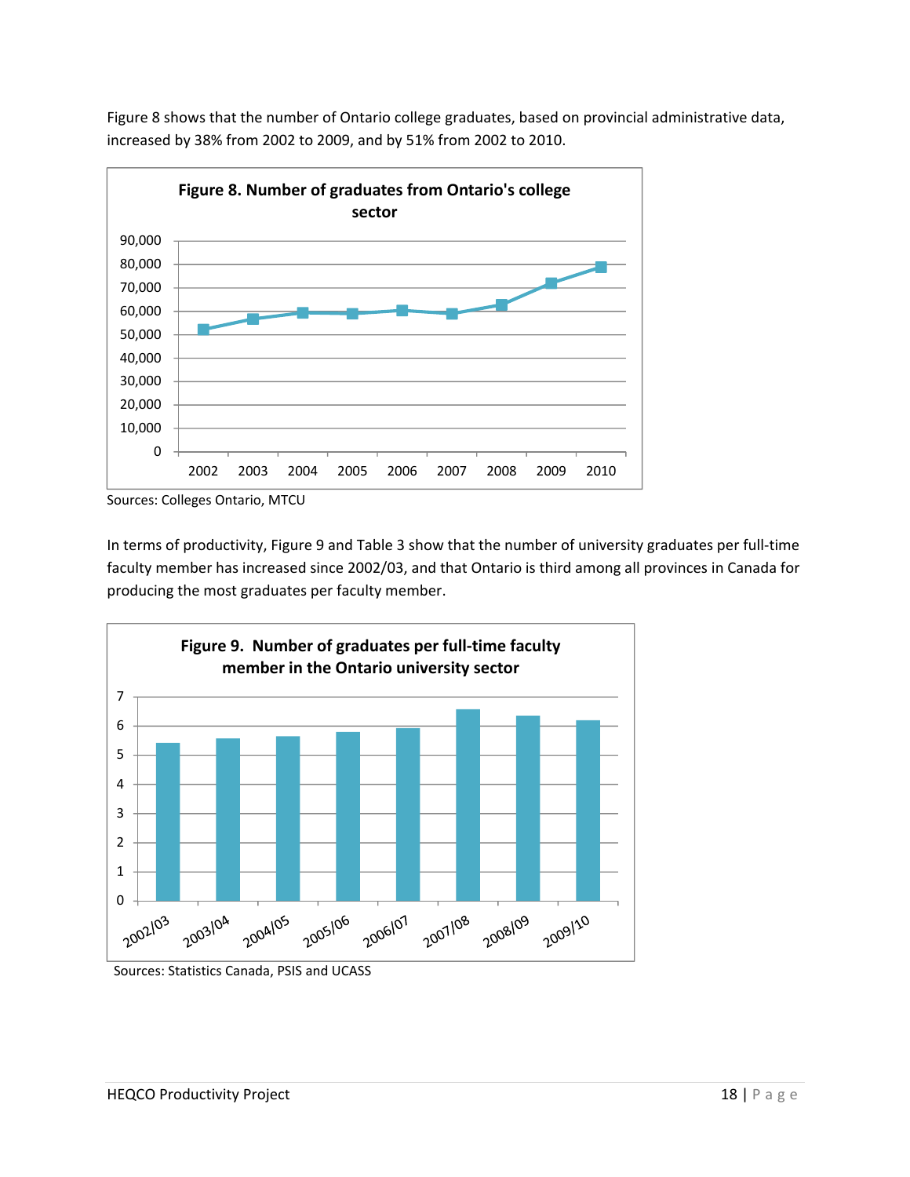Figure 8 shows that the number of Ontario college graduates, based on provincial administrative data, increased by 38% from 2002 to 2009, and by 51% from 2002 to 2010.

**Figure 8. Number of graduates from Ontario's college sector**

Sources: Colleges Ontario, MTCU

In terms of productivity, Figure 9 and Table 3 show that the number of university graduates per full-time faculty member has increased since 2002/03, and that Ontario is third among all provinces in Canada for producing the most graduates per faculty member.

**Figure 9. Number of graduates per full-time faculty member in the Ontario university sector**

Sources: Statistics Canada, PSIS and UCASS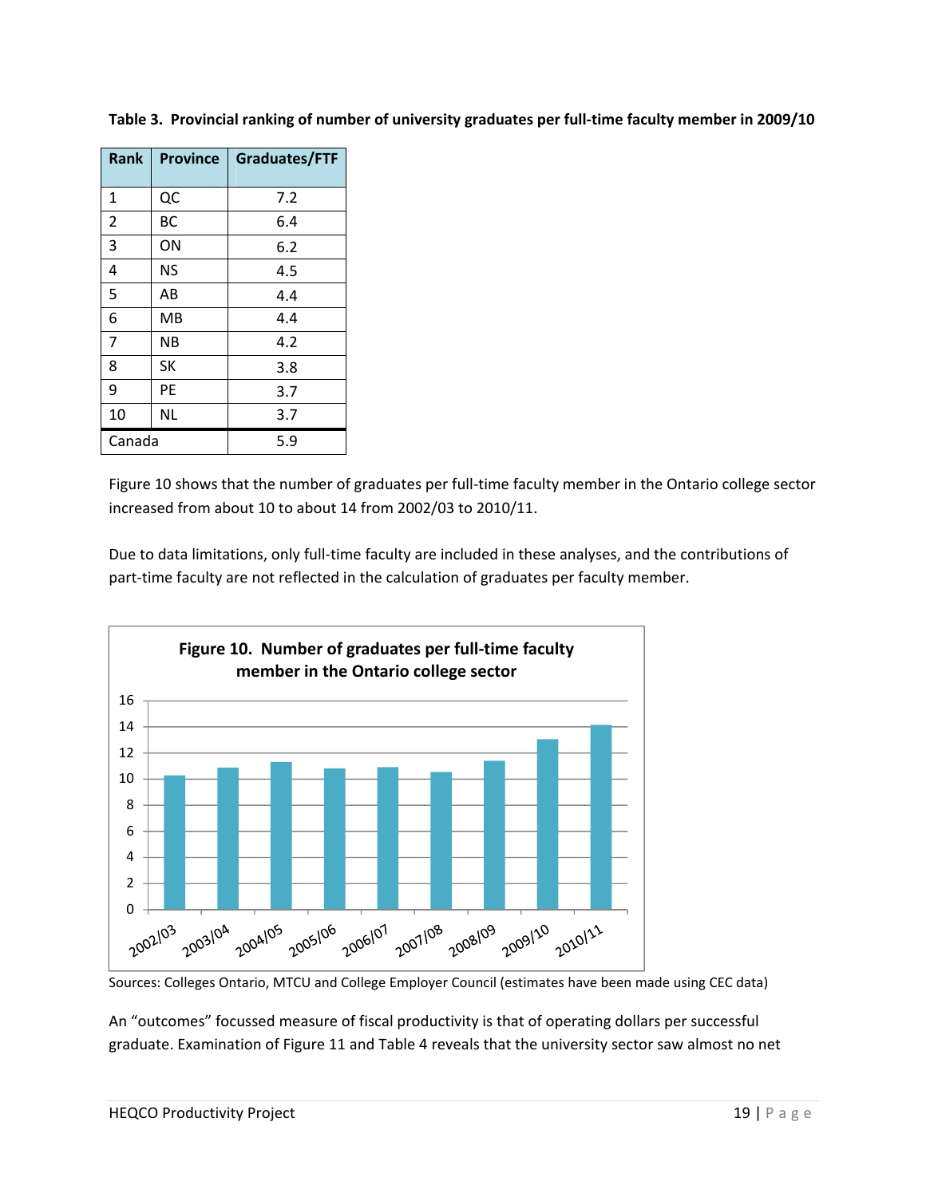**Table 3. Provincial ranking of number of university graduates per full-time faculty member in 2009/10**

| Rank | Province | Graduates/FTF |
|---|---|---|
| 1 | QC | 7.2 |
| 2 | BC | 6.4 |
| 3 | ON | 6.2 |
| 4 | NS | 4.5 |
| 5 | AB | 4.4 |
| 6 | MB | 4.4 |
| 7 | NB | 4.2 |
| 8 | SK | 3.8 |
| 9 | PE | 3.7 |
| 10 | NL | 3.7 |
| Canada | | 5.9 |

Figure 10 shows that the number of graduates per full-time faculty member in the Ontario college sector increased from about 10 to about 14 from 2002/03 to 2010/11.

Due to data limitations, only full-time faculty are included in these analyses, and the contributions of part-time faculty are not reflected in the calculation of graduates per faculty member.

**Figure 10. Number of graduates per full-time faculty member in the Ontario college sector**

Sources: Colleges Ontario, MTCU and College Employer Council (estimates have been made using CEC data)

An "outcomes" focussed measure of fiscal productivity is that of operating dollars per successful graduate. Examination of Figure 11 and Table 4 reveals that the university sector saw almost no net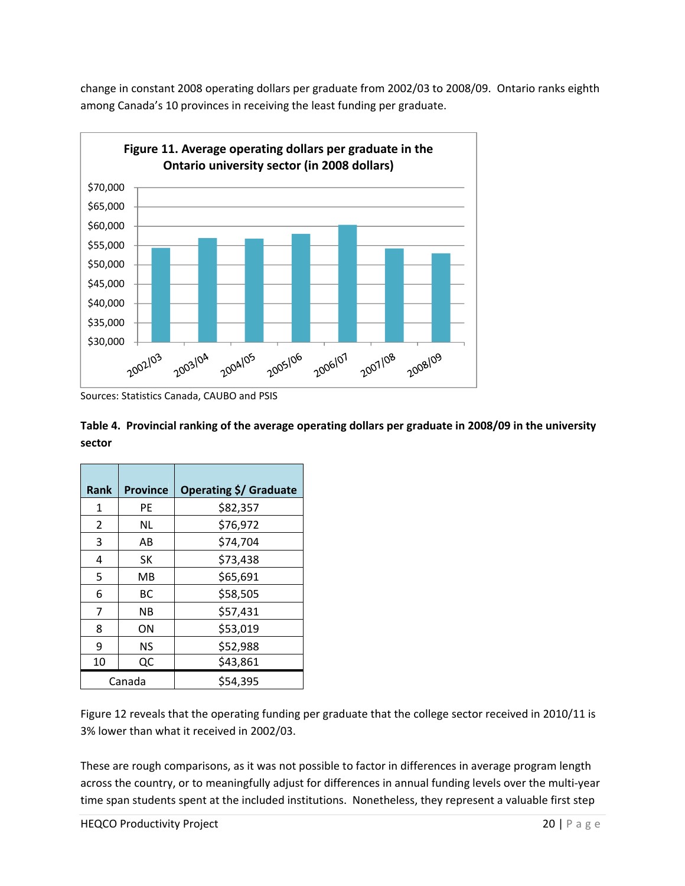change in constant 2008 operating dollars per graduate from 2002/03 to 2008/09. Ontario ranks eighth among Canada's 10 provinces in receiving the least funding per graduate.

**Figure 11. Average operating dollars per graduate in the Ontario university sector (in 2008 dollars)**

Sources: Statistics Canada, CAUBO and PSIS

**Table 4. Provincial ranking of the average operating dollars per graduate in 2008/09 in the university sector**

| Rank | Province | Operating $/ Graduate |
|---|---|---|
| 1 | PE | $82,357 |
| 2 | NL | $76,972 |
| 3 | AB | $74,704 |
| 4 | SK | $73,438 |
| 5 | MB | $65,691 |
| 6 | BC | $58,505 |
| 7 | NB | $57,431 |
| 8 | ON | $53,019 |
| 9 | NS | $52,988 |
| 10 | QC | $43,861 |
| Canada | | $54,395 |

Figure 12 reveals that the operating funding per graduate that the college sector received in 2010/11 is 3% lower than what it received in 2002/03.

These are rough comparisons, as it was not possible to factor in differences in average program length across the country, or to meaningfully adjust for differences in annual funding levels over the multi-year time span students spent at the included institutions. Nonetheless, they represent a valuable first step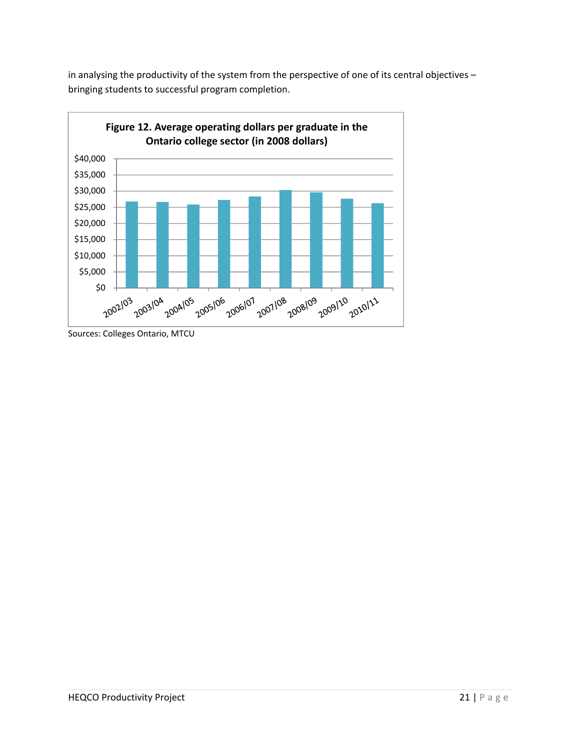in analysing the productivity of the system from the perspective of one of its central objectives – bringing students to successful program completion.

**Figure 12. Average operating dollars per graduate in the Ontario college sector (in 2008 dollars)**

Sources: Colleges Ontario, MTCU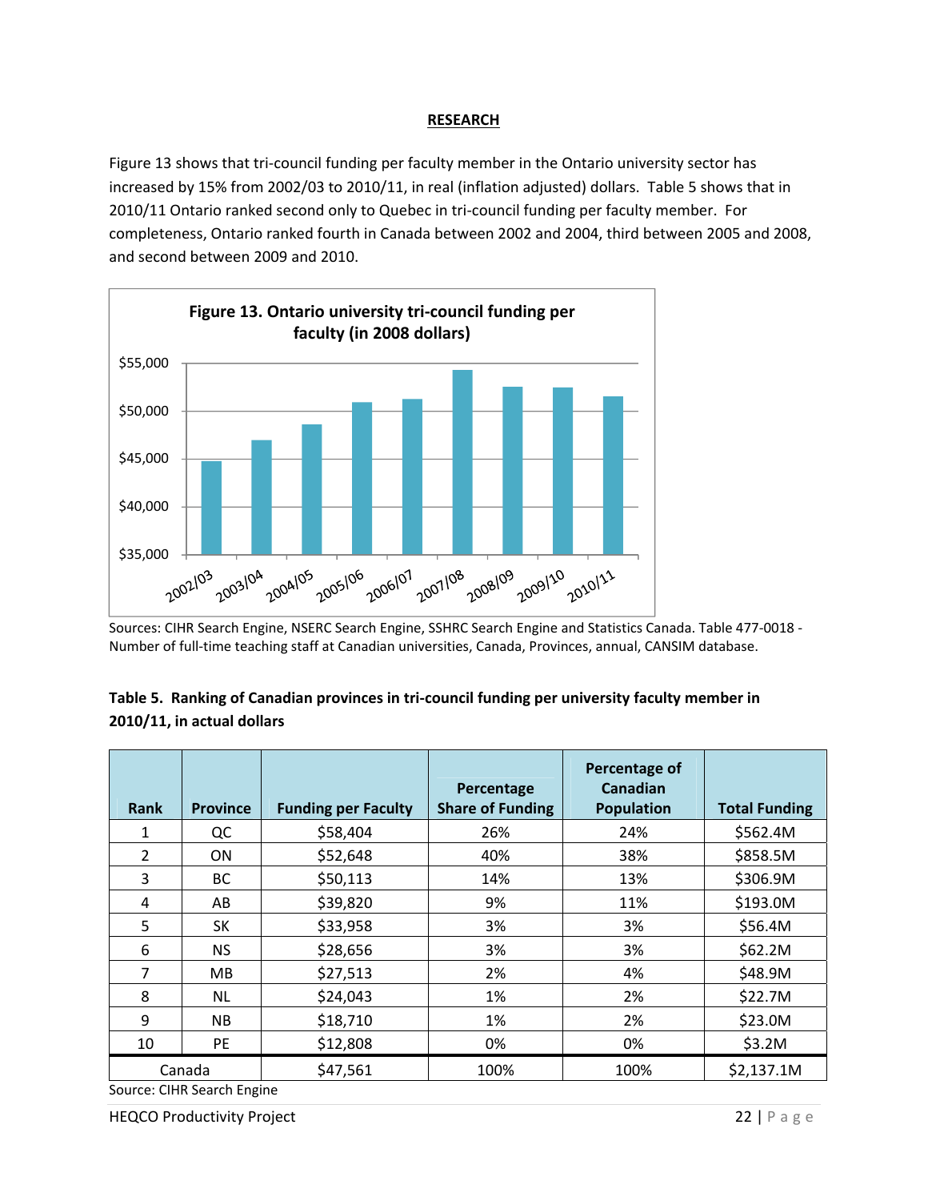## RESEARCH

Figure 13 shows that tri-council funding per faculty member in the Ontario university sector has increased by 15% from 2002/03 to 2010/11, in real (inflation adjusted) dollars. Table 5 shows that in 2010/11 Ontario ranked second only to Quebec in tri-council funding per faculty member. For completeness, Ontario ranked fourth in Canada between 2002 and 2004, third between 2005 and 2008, and second between 2009 and 2010.

**Figure 13. Ontario university tri-council funding per faculty (in 2008 dollars)**

Sources: CIHR Search Engine, NSERC Search Engine, SSHRC Search Engine and Statistics Canada. Table 477-0018 - Number of full-time teaching staff at Canadian universities, Canada, Provinces, annual, CANSIM database.

**Table 5. Ranking of Canadian provinces in tri-council funding per university faculty member in 2010/11, in actual dollars**

| Rank | Province | Funding per Faculty | Percentage Share of Funding | Percentage of Canadian Population | Total Funding |
|---|---|---|---|---|---|
| 1 | QC | $58,404 | 26% | 24% | $562.4M |
| 2 | ON | $52,648 | 40% | 38% | $858.5M |
| 3 | BC | $50,113 | 14% | 13% | $306.9M |
| 4 | AB | $39,820 | 9% | 11% | $193.0M |
| 5 | SK | $33,958 | 3% | 3% | $56.4M |
| 6 | NS | $28,656 | 3% | 3% | $62.2M |
| 7 | MB | $27,513 | 2% | 4% | $48.9M |
| 8 | NL | $24,043 | 1% | 2% | $22.7M |
| 9 | NB | $18,710 | 1% | 2% | $23.0M |
| 10 | PE | $12,808 | 0% | 0% | $3.2M |
| Canada | | $47,561 | 100% | 100% | $2,137.1M |

Source: CIHR Search Engine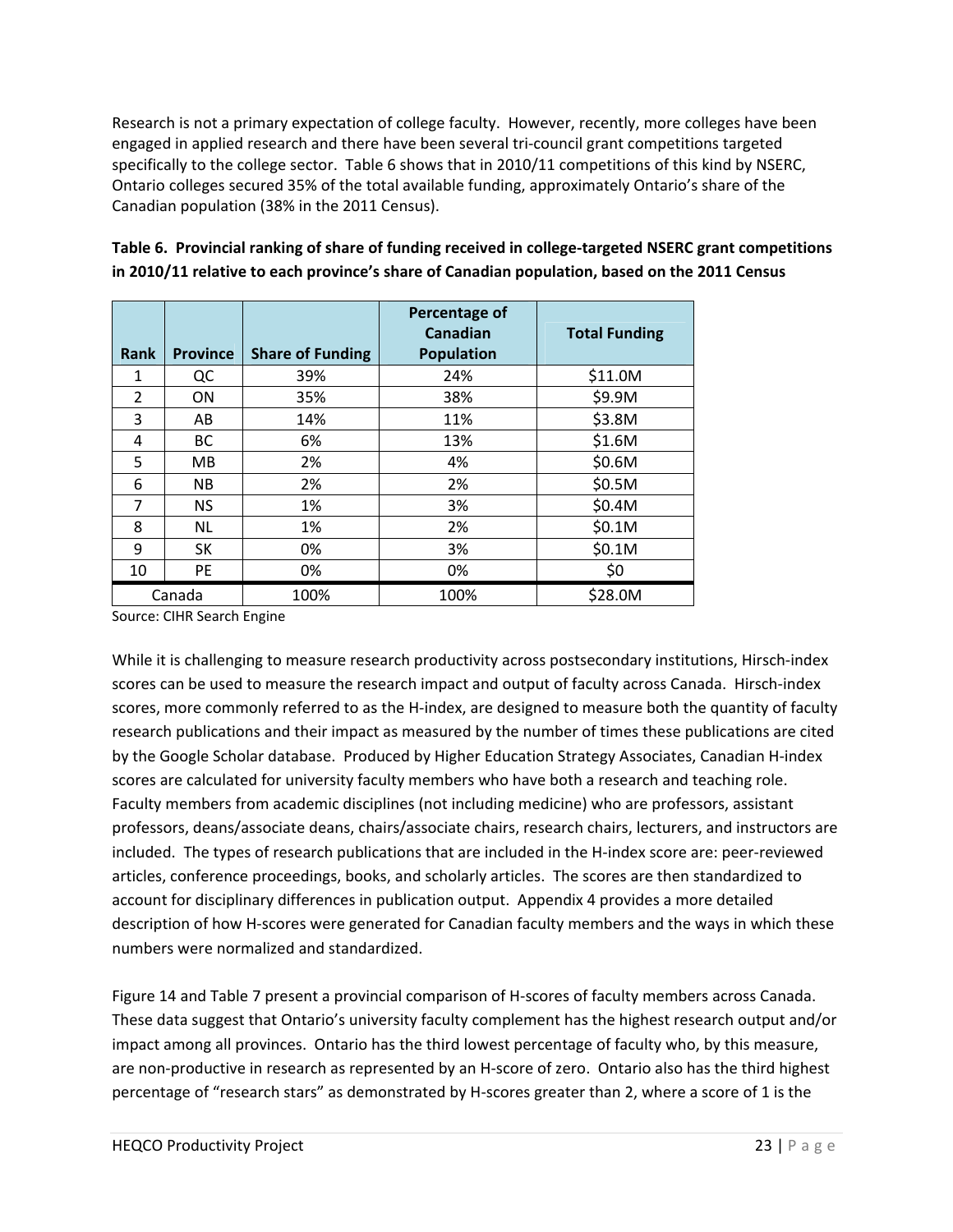Research is not a primary expectation of college faculty. However, recently, more colleges have been engaged in applied research and there have been several tri-council grant competitions targeted specifically to the college sector. Table 6 shows that in 2010/11 competitions of this kind by NSERC, Ontario colleges secured 35% of the total available funding, approximately Ontario's share of the Canadian population (38% in the 2011 Census).

**Table 6. Provincial ranking of share of funding received in college-targeted NSERC grant competitions in 2010/11 relative to each province's share of Canadian population, based on the 2011 Census**

| Rank | Province | Share of Funding | Percentage of Canadian Population | Total Funding |
|---|---|---|---|---|
| 1 | QC | 39% | 24% | $11.0M |
| 2 | ON | 35% | 38% | $9.9M |
| 3 | AB | 14% | 11% | $3.8M |
| 4 | BC | 6% | 13% | $1.6M |
| 5 | MB | 2% | 4% | $0.6M |
| 6 | NB | 2% | 2% | $0.5M |
| 7 | NS | 1% | 3% | $0.4M |
| 8 | NL | 1% | 2% | $0.1M |
| 9 | SK | 0% | 3% | $0.1M |
| 10 | PE | 0% | 0% | $0 |
| Canada | | 100% | 100% | $28.0M |

Source: CIHR Search Engine

While it is challenging to measure research productivity across postsecondary institutions, Hirsch-index scores can be used to measure the research impact and output of faculty across Canada. Hirsch-index scores, more commonly referred to as the H-index, are designed to measure both the quantity of faculty research publications and their impact as measured by the number of times these publications are cited by the Google Scholar database. Produced by Higher Education Strategy Associates, Canadian H-index scores are calculated for university faculty members who have both a research and teaching role. Faculty members from academic disciplines (not including medicine) who are professors, assistant professors, deans/associate deans, chairs/associate chairs, research chairs, lecturers, and instructors are included. The types of research publications that are included in the H-index score are: peer-reviewed articles, conference proceedings, books, and scholarly articles. The scores are then standardized to account for disciplinary differences in publication output. Appendix 4 provides a more detailed description of how H-scores were generated for Canadian faculty members and the ways in which these numbers were normalized and standardized.

Figure 14 and Table 7 present a provincial comparison of H-scores of faculty members across Canada. These data suggest that Ontario's university faculty complement has the highest research output and/or impact among all provinces. Ontario has the third lowest percentage of faculty who, by this measure, are non-productive in research as represented by an H-score of zero. Ontario also has the third highest percentage of "research stars" as demonstrated by H-scores greater than 2, where a score of 1 is the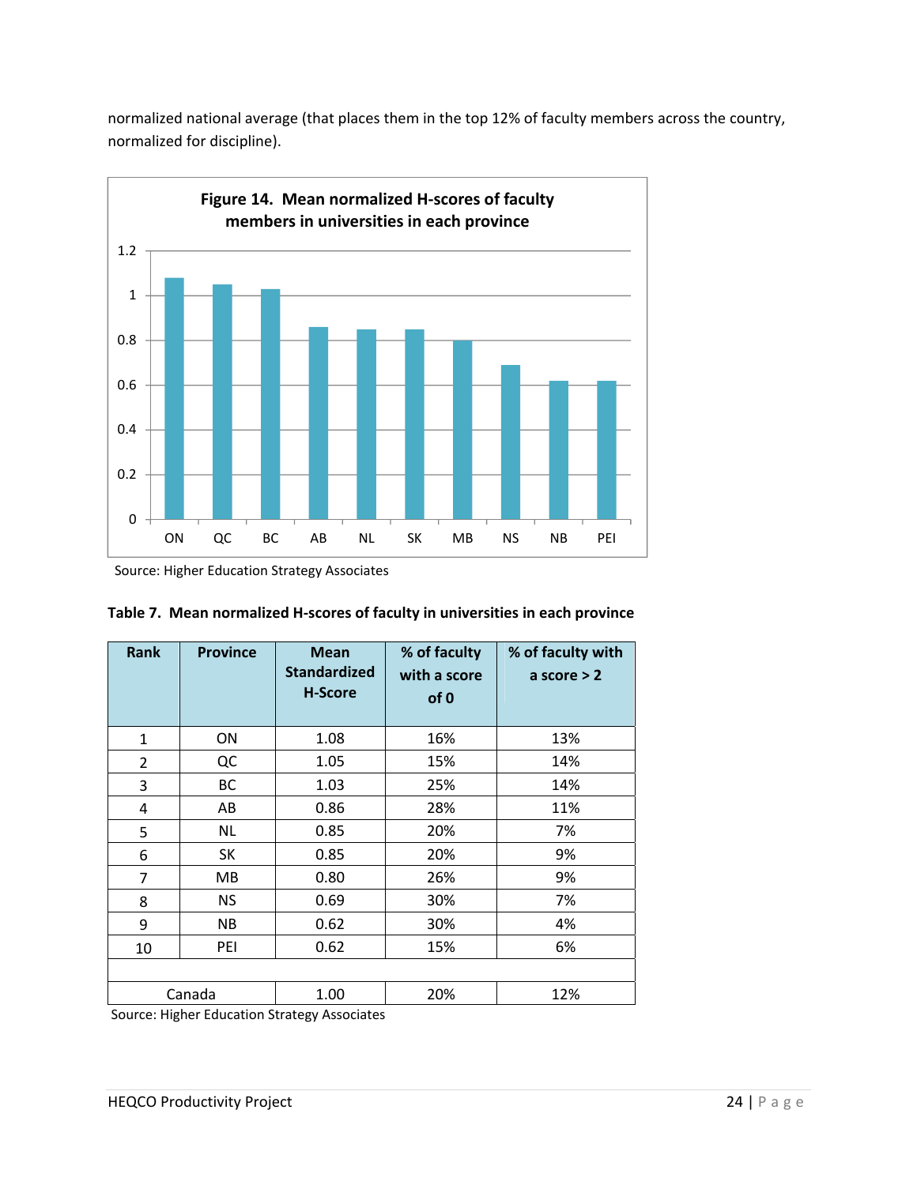normalized national average (that places them in the top 12% of faculty members across the country, normalized for discipline).

**Figure 14. Mean normalized H-scores of faculty members in universities in each province**

Source: Higher Education Strategy Associates

**Table 7. Mean normalized H-scores of faculty in universities in each province**

| Rank | Province | Mean Standardized H-Score | % of faculty with a score of 0 | % of faculty with a score > 2 |
|---|---|---|---|---|
| 1 | ON | 1.08 | 16% | 13% |
| 2 | QC | 1.05 | 15% | 14% |
| 3 | BC | 1.03 | 25% | 14% |
| 4 | AB | 0.86 | 28% | 11% |
| 5 | NL | 0.85 | 20% | 7% |
| 6 | SK | 0.85 | 20% | 9% |
| 7 | MB | 0.80 | 26% | 9% |
| 8 | NS | 0.69 | 30% | 7% |
| 9 | NB | 0.62 | 30% | 4% |
| 10 | PEI | 0.62 | 15% | 6% |
| | | | | |
| Canada | | 1.00 | 20% | 12% |

Source: Higher Education Strategy Associates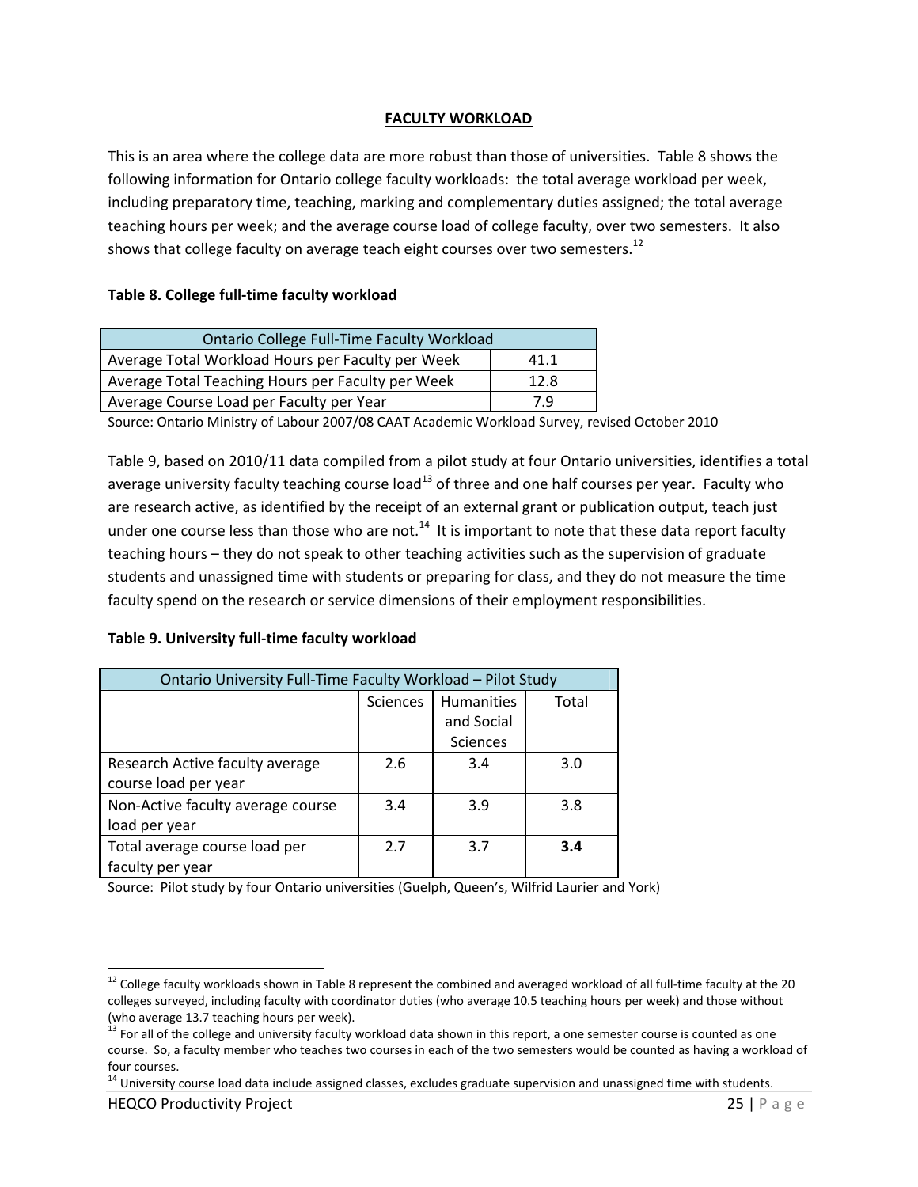## FACULTY WORKLOAD

This is an area where the college data are more robust than those of universities. Table 8 shows the following information for Ontario college faculty workloads: the total average workload per week, including preparatory time, teaching, marking and complementary duties assigned; the total average teaching hours per week; and the average course load of college faculty, over two semesters. It also shows that college faculty on average teach eight courses over two semesters.[12]

**Table 8. College full-time faculty workload**

| Ontario College Full-Time Faculty Workload | |
|---|---|
| Average Total Workload Hours per Faculty per Week | 41.1 |
| Average Total Teaching Hours per Faculty per Week | 12.8 |
| Average Course Load per Faculty per Year | 7.9 |

Source: Ontario Ministry of Labour 2007/08 CAAT Academic Workload Survey, revised October 2010

Table 9, based on 2010/11 data compiled from a pilot study at four Ontario universities, identifies a total average university faculty teaching course load[13] of three and one half courses per year. Faculty who are research active, as identified by the receipt of an external grant or publication output, teach just under one course less than those who are not.[14] It is important to note that these data report faculty teaching hours – they do not speak to other teaching activities such as the supervision of graduate students and unassigned time with students or preparing for class, and they do not measure the time faculty spend on the research or service dimensions of their employment responsibilities.

**Table 9. University full-time faculty workload**

| Ontario University Full-Time Faculty Workload – Pilot Study | | | |
|---|---|---|---|
| | Sciences | Humanities and Social Sciences | Total |
| Research Active faculty average course load per year | 2.6 | 3.4 | 3.0 |
| Non-Active faculty average course load per year | 3.4 | 3.9 | 3.8 |
| Total average course load per faculty per year | 2.7 | 3.7 | **3.4** |

Source: Pilot study by four Ontario universities (Guelph, Queen's, Wilfrid Laurier and York)

[12] College faculty workloads shown in Table 8 represent the combined and averaged workload of all full-time faculty at the 20 colleges surveyed, including faculty with coordinator duties (who average 10.5 teaching hours per week) and those without (who average 13.7 teaching hours per week).

[13] For all of the college and university faculty workload data shown in this report, a one semester course is counted as one course. So, a faculty member who teaches two courses in each of the two semesters would be counted as having a workload of four courses.

[14] University course load data include assigned classes, excludes graduate supervision and unassigned time with students.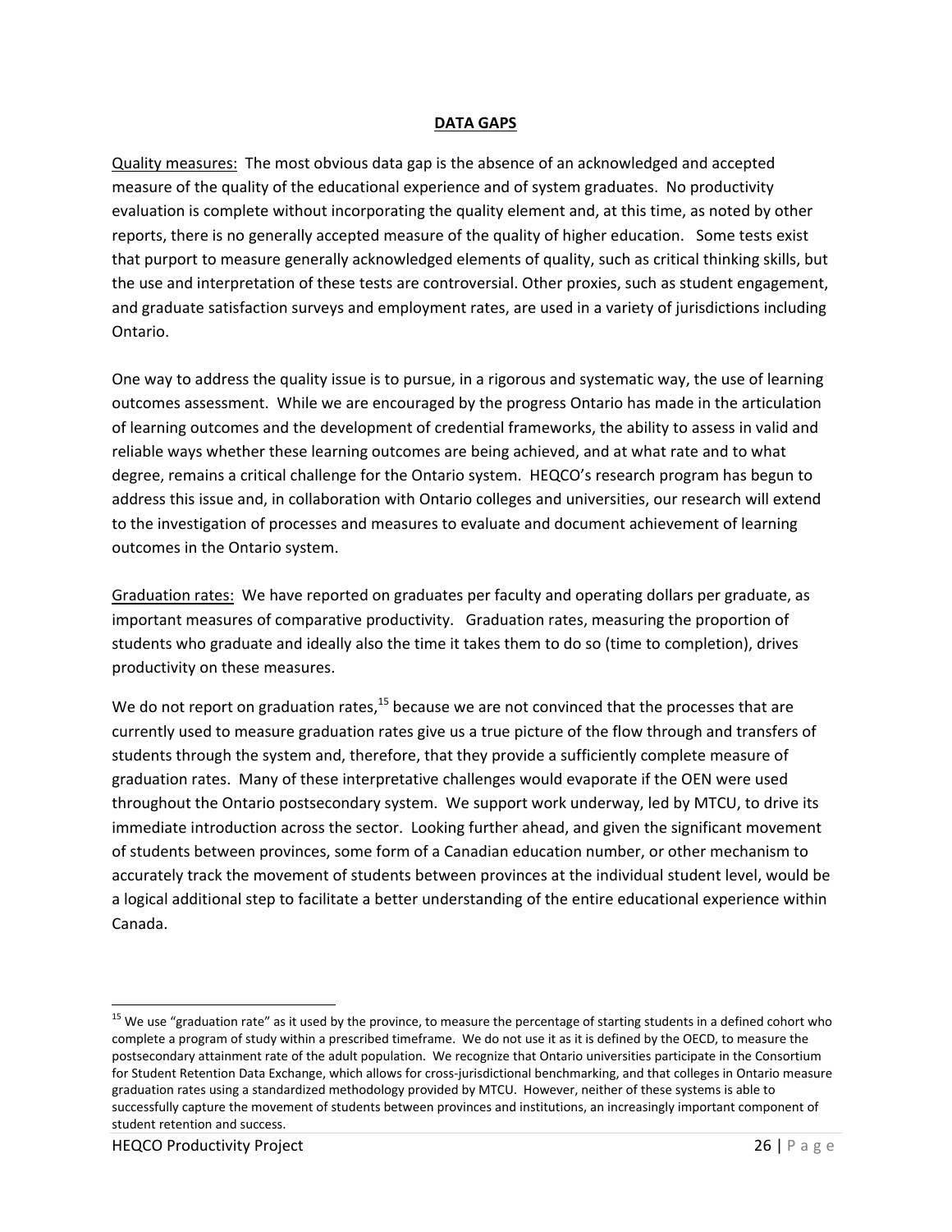## DATA GAPS

Quality measures: The most obvious data gap is the absence of an acknowledged and accepted measure of the quality of the educational experience and of system graduates. No productivity evaluation is complete without incorporating the quality element and, at this time, as noted by other reports, there is no generally accepted measure of the quality of higher education. Some tests exist that purport to measure generally acknowledged elements of quality, such as critical thinking skills, but the use and interpretation of these tests are controversial. Other proxies, such as student engagement, and graduate satisfaction surveys and employment rates, are used in a variety of jurisdictions including Ontario.

One way to address the quality issue is to pursue, in a rigorous and systematic way, the use of learning outcomes assessment. While we are encouraged by the progress Ontario has made in the articulation of learning outcomes and the development of credential frameworks, the ability to assess in valid and reliable ways whether these learning outcomes are being achieved, and at what rate and to what degree, remains a critical challenge for the Ontario system. HEQCO's research program has begun to address this issue and, in collaboration with Ontario colleges and universities, our research will extend to the investigation of processes and measures to evaluate and document achievement of learning outcomes in the Ontario system.

Graduation rates: We have reported on graduates per faculty and operating dollars per graduate, as important measures of comparative productivity. Graduation rates, measuring the proportion of students who graduate and ideally also the time it takes them to do so (time to completion), drives productivity on these measures.

We do not report on graduation rates,[15] because we are not convinced that the processes that are currently used to measure graduation rates give us a true picture of the flow through and transfers of students through the system and, therefore, that they provide a sufficiently complete measure of graduation rates. Many of these interpretative challenges would evaporate if the OEN were used throughout the Ontario postsecondary system. We support work underway, led by MTCU, to drive its immediate introduction across the sector. Looking further ahead, and given the significant movement of students between provinces, some form of a Canadian education number, or other mechanism to accurately track the movement of students between provinces at the individual student level, would be a logical additional step to facilitate a better understanding of the entire educational experience within Canada.

---

[15] We use "graduation rate" as it used by the province, to measure the percentage of starting students in a defined cohort who complete a program of study within a prescribed timeframe. We do not use it as it is defined by the OECD, to measure the postsecondary attainment rate of the adult population. We recognize that Ontario universities participate in the Consortium for Student Retention Data Exchange, which allows for cross-jurisdictional benchmarking, and that colleges in Ontario measure graduation rates using a standardized methodology provided by MTCU. However, neither of these systems is able to successfully capture the movement of students between provinces and institutions, an increasingly important component of student retention and success.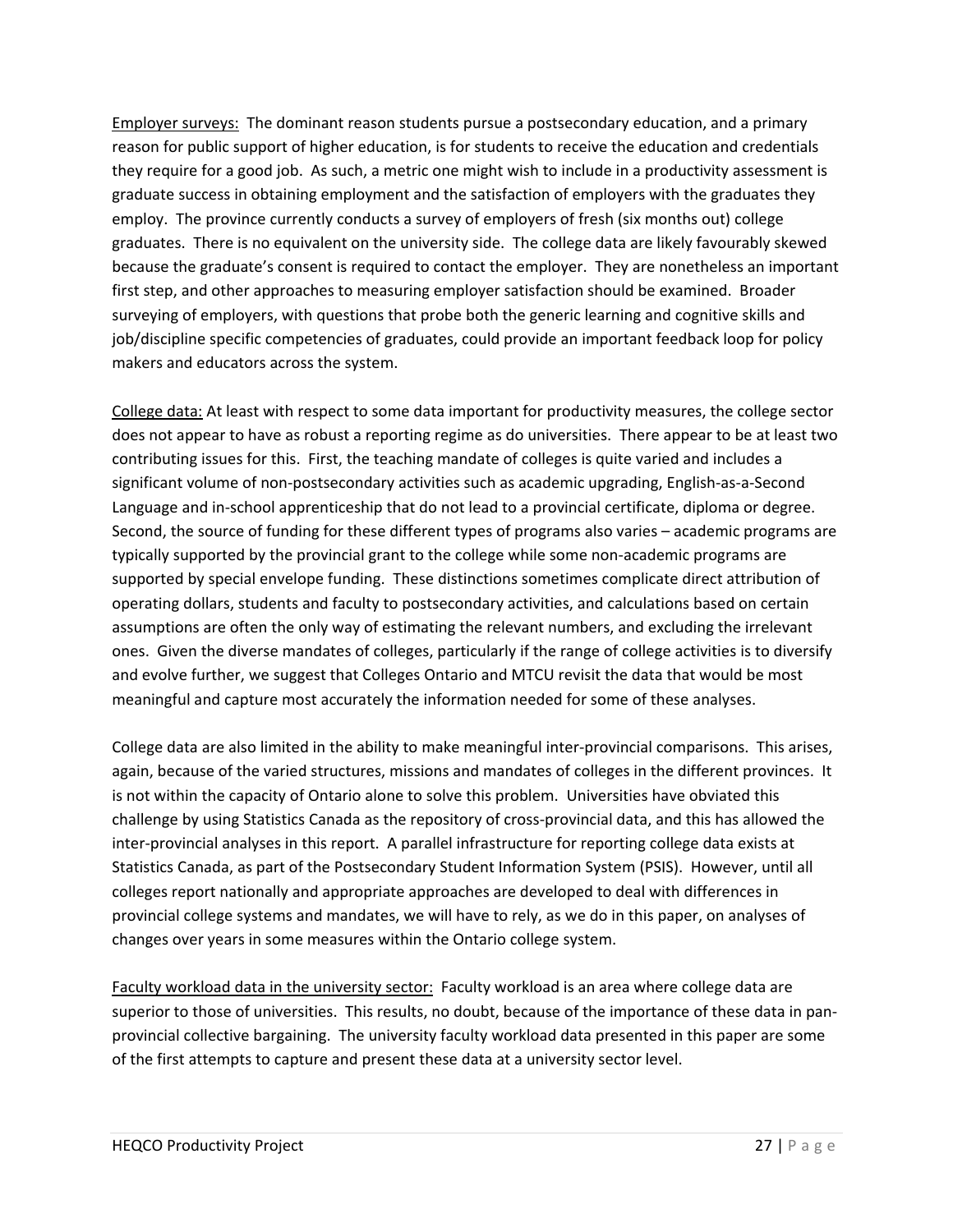Employer surveys: The dominant reason students pursue a postsecondary education, and a primary reason for public support of higher education, is for students to receive the education and credentials they require for a good job. As such, a metric one might wish to include in a productivity assessment is graduate success in obtaining employment and the satisfaction of employers with the graduates they employ. The province currently conducts a survey of employers of fresh (six months out) college graduates. There is no equivalent on the university side. The college data are likely favourably skewed because the graduate's consent is required to contact the employer. They are nonetheless an important first step, and other approaches to measuring employer satisfaction should be examined. Broader surveying of employers, with questions that probe both the generic learning and cognitive skills and job/discipline specific competencies of graduates, could provide an important feedback loop for policy makers and educators across the system.

College data: At least with respect to some data important for productivity measures, the college sector does not appear to have as robust a reporting regime as do universities. There appear to be at least two contributing issues for this. First, the teaching mandate of colleges is quite varied and includes a significant volume of non-postsecondary activities such as academic upgrading, English-as-a-Second Language and in-school apprenticeship that do not lead to a provincial certificate, diploma or degree. Second, the source of funding for these different types of programs also varies – academic programs are typically supported by the provincial grant to the college while some non-academic programs are supported by special envelope funding. These distinctions sometimes complicate direct attribution of operating dollars, students and faculty to postsecondary activities, and calculations based on certain assumptions are often the only way of estimating the relevant numbers, and excluding the irrelevant ones. Given the diverse mandates of colleges, particularly if the range of college activities is to diversify and evolve further, we suggest that Colleges Ontario and MTCU revisit the data that would be most meaningful and capture most accurately the information needed for some of these analyses.

College data are also limited in the ability to make meaningful inter-provincial comparisons. This arises, again, because of the varied structures, missions and mandates of colleges in the different provinces. It is not within the capacity of Ontario alone to solve this problem. Universities have obviated this challenge by using Statistics Canada as the repository of cross-provincial data, and this has allowed the inter-provincial analyses in this report. A parallel infrastructure for reporting college data exists at Statistics Canada, as part of the Postsecondary Student Information System (PSIS). However, until all colleges report nationally and appropriate approaches are developed to deal with differences in provincial college systems and mandates, we will have to rely, as we do in this paper, on analyses of changes over years in some measures within the Ontario college system.

Faculty workload data in the university sector: Faculty workload is an area where college data are superior to those of universities. This results, no doubt, because of the importance of these data in pan-provincial collective bargaining. The university faculty workload data presented in this paper are some of the first attempts to capture and present these data at a university sector level.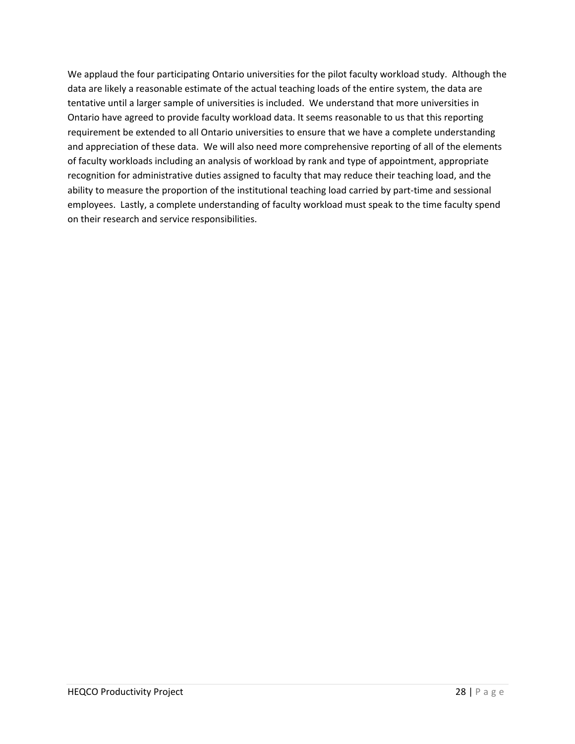We applaud the four participating Ontario universities for the pilot faculty workload study. Although the data are likely a reasonable estimate of the actual teaching loads of the entire system, the data are tentative until a larger sample of universities is included. We understand that more universities in Ontario have agreed to provide faculty workload data. It seems reasonable to us that this reporting requirement be extended to all Ontario universities to ensure that we have a complete understanding and appreciation of these data. We will also need more comprehensive reporting of all of the elements of faculty workloads including an analysis of workload by rank and type of appointment, appropriate recognition for administrative duties assigned to faculty that may reduce their teaching load, and the ability to measure the proportion of the institutional teaching load carried by part-time and sessional employees. Lastly, a complete understanding of faculty workload must speak to the time faculty spend on their research and service responsibilities.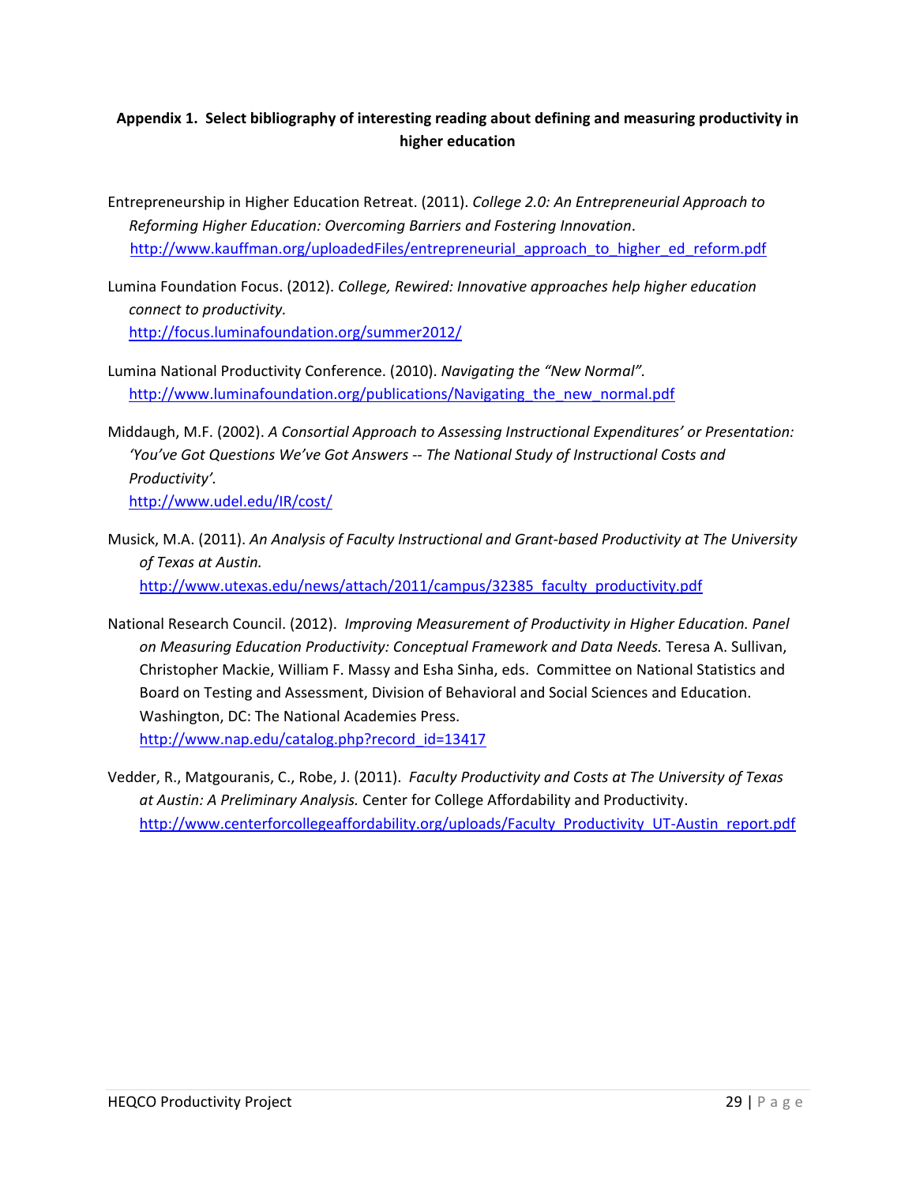**Appendix 1. Select bibliography of interesting reading about defining and measuring productivity in higher education**

Entrepreneurship in Higher Education Retreat. (2011). *College 2.0: An Entrepreneurial Approach to Reforming Higher Education: Overcoming Barriers and Fostering Innovation*. http://www.kauffman.org/uploadedFiles/entrepreneurial_approach_to_higher_ed_reform.pdf

Lumina Foundation Focus. (2012). *College, Rewired: Innovative approaches help higher education connect to productivity.* http://focus.luminafoundation.org/summer2012/

Lumina National Productivity Conference. (2010). *Navigating the "New Normal".* http://www.luminafoundation.org/publications/Navigating_the_new_normal.pdf

Middaugh, M.F. (2002). *A Consortial Approach to Assessing Instructional Expenditures' or Presentation: 'You've Got Questions We've Got Answers -- The National Study of Instructional Costs and Productivity'.* http://www.udel.edu/IR/cost/

Musick, M.A. (2011). *An Analysis of Faculty Instructional and Grant-based Productivity at The University of Texas at Austin.* http://www.utexas.edu/news/attach/2011/campus/32385_faculty_productivity.pdf

National Research Council. (2012). *Improving Measurement of Productivity in Higher Education. Panel on Measuring Education Productivity: Conceptual Framework and Data Needs.* Teresa A. Sullivan, Christopher Mackie, William F. Massy and Esha Sinha, eds. Committee on National Statistics and Board on Testing and Assessment, Division of Behavioral and Social Sciences and Education. Washington, DC: The National Academies Press. http://www.nap.edu/catalog.php?record_id=13417

Vedder, R., Matgouranis, C., Robe, J. (2011). *Faculty Productivity and Costs at The University of Texas at Austin: A Preliminary Analysis.* Center for College Affordability and Productivity. http://www.centerforcollegeaffordability.org/uploads/Faculty_Productivity_UT-Austin_report.pdf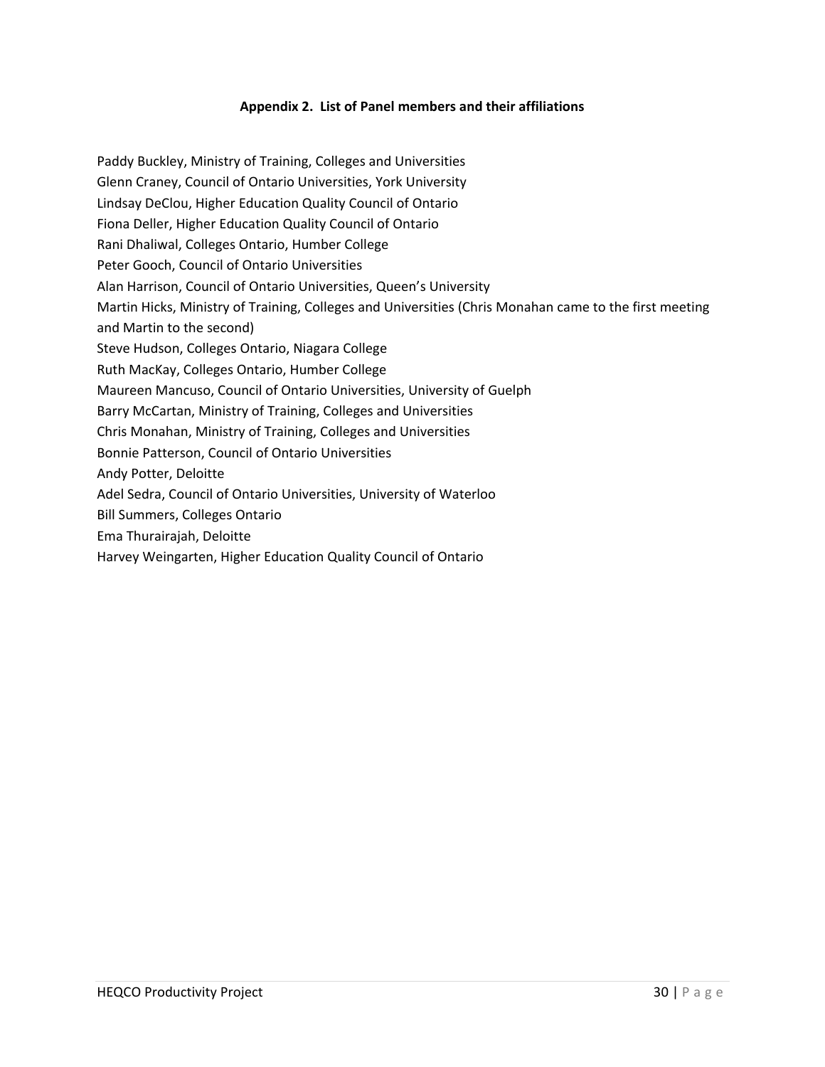## Appendix 2. List of Panel members and their affiliations

Paddy Buckley, Ministry of Training, Colleges and Universities
Glenn Craney, Council of Ontario Universities, York University
Lindsay DeClou, Higher Education Quality Council of Ontario
Fiona Deller, Higher Education Quality Council of Ontario
Rani Dhaliwal, Colleges Ontario, Humber College
Peter Gooch, Council of Ontario Universities
Alan Harrison, Council of Ontario Universities, Queen's University
Martin Hicks, Ministry of Training, Colleges and Universities (Chris Monahan came to the first meeting and Martin to the second)
Steve Hudson, Colleges Ontario, Niagara College
Ruth MacKay, Colleges Ontario, Humber College
Maureen Mancuso, Council of Ontario Universities, University of Guelph
Barry McCartan, Ministry of Training, Colleges and Universities
Chris Monahan, Ministry of Training, Colleges and Universities
Bonnie Patterson, Council of Ontario Universities
Andy Potter, Deloitte
Adel Sedra, Council of Ontario Universities, University of Waterloo
Bill Summers, Colleges Ontario
Ema Thurairajah, Deloitte
Harvey Weingarten, Higher Education Quality Council of Ontario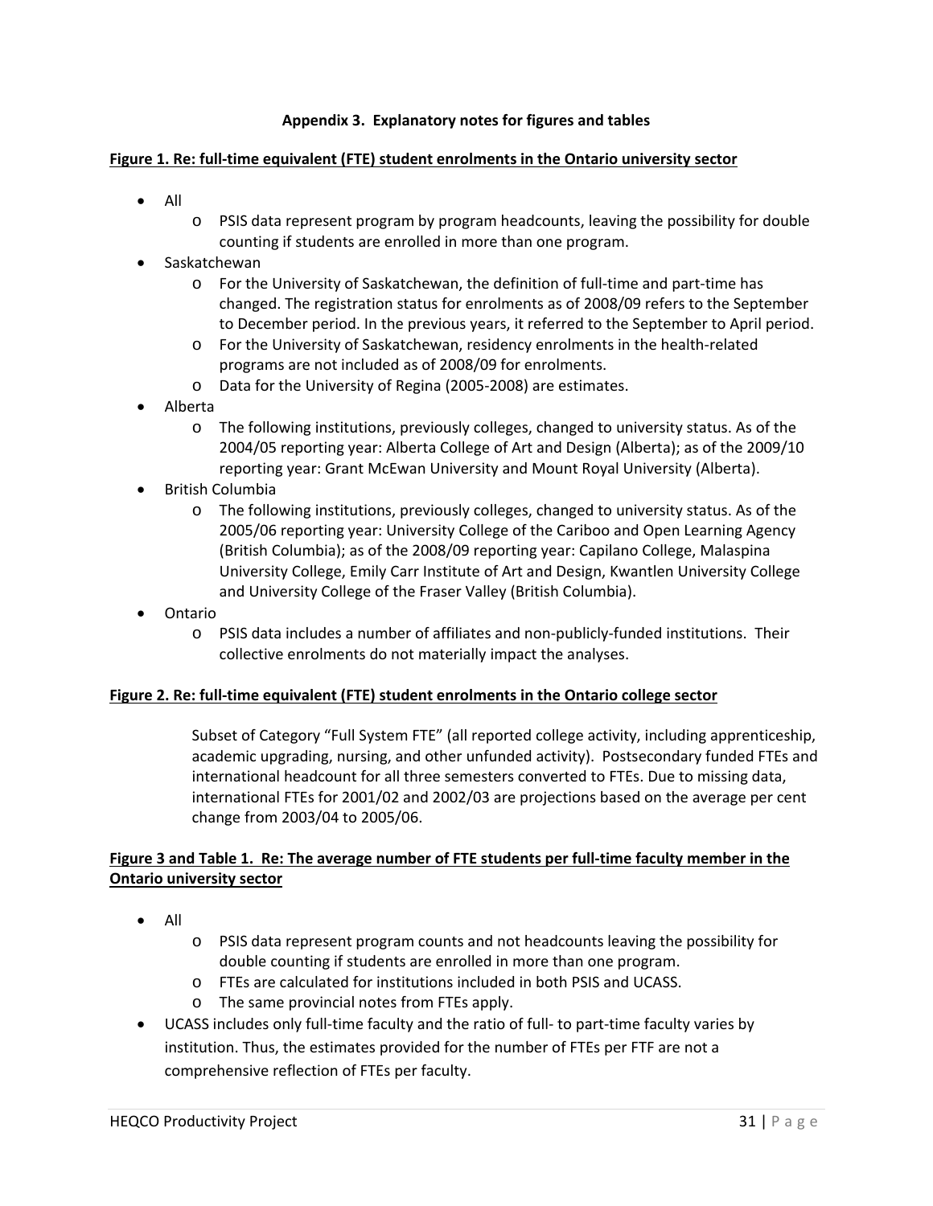## Appendix 3. Explanatory notes for figures and tables

**Figure 1. Re: full-time equivalent (FTE) student enrolments in the Ontario university sector**

- All
  - PSIS data represent program by program headcounts, leaving the possibility for double counting if students are enrolled in more than one program.
- Saskatchewan
  - For the University of Saskatchewan, the definition of full-time and part-time has changed. The registration status for enrolments as of 2008/09 refers to the September to December period. In the previous years, it referred to the September to April period.
  - For the University of Saskatchewan, residency enrolments in the health-related programs are not included as of 2008/09 for enrolments.
  - Data for the University of Regina (2005-2008) are estimates.
- Alberta
  - The following institutions, previously colleges, changed to university status. As of the 2004/05 reporting year: Alberta College of Art and Design (Alberta); as of the 2009/10 reporting year: Grant McEwan University and Mount Royal University (Alberta).
- British Columbia
  - The following institutions, previously colleges, changed to university status. As of the 2005/06 reporting year: University College of the Cariboo and Open Learning Agency (British Columbia); as of the 2008/09 reporting year: Capilano College, Malaspina University College, Emily Carr Institute of Art and Design, Kwantlen University College and University College of the Fraser Valley (British Columbia).
- Ontario
  - PSIS data includes a number of affiliates and non-publicly-funded institutions. Their collective enrolments do not materially impact the analyses.

**Figure 2. Re: full-time equivalent (FTE) student enrolments in the Ontario college sector**

Subset of Category "Full System FTE" (all reported college activity, including apprenticeship, academic upgrading, nursing, and other unfunded activity). Postsecondary funded FTEs and international headcount for all three semesters converted to FTEs. Due to missing data, international FTEs for 2001/02 and 2002/03 are projections based on the average per cent change from 2003/04 to 2005/06.

**Figure 3 and Table 1. Re: The average number of FTE students per full-time faculty member in the Ontario university sector**

- All
  - PSIS data represent program counts and not headcounts leaving the possibility for double counting if students are enrolled in more than one program.
  - FTEs are calculated for institutions included in both PSIS and UCASS.
  - The same provincial notes from FTEs apply.
- UCASS includes only full-time faculty and the ratio of full- to part-time faculty varies by institution. Thus, the estimates provided for the number of FTEs per FTF are not a comprehensive reflection of FTEs per faculty.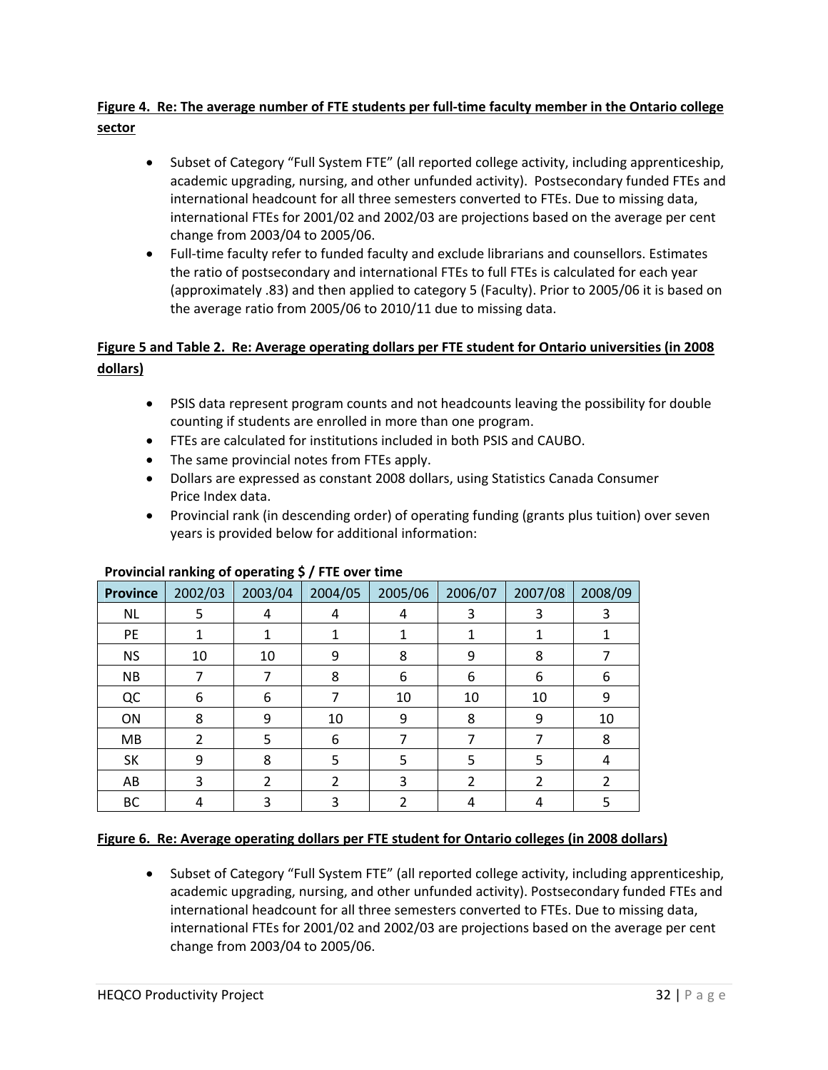**Figure 4. Re: The average number of FTE students per full-time faculty member in the Ontario college sector**

- Subset of Category "Full System FTE" (all reported college activity, including apprenticeship, academic upgrading, nursing, and other unfunded activity). Postsecondary funded FTEs and international headcount for all three semesters converted to FTEs. Due to missing data, international FTEs for 2001/02 and 2002/03 are projections based on the average per cent change from 2003/04 to 2005/06.
- Full-time faculty refer to funded faculty and exclude librarians and counsellors. Estimates the ratio of postsecondary and international FTEs to full FTEs is calculated for each year (approximately .83) and then applied to category 5 (Faculty). Prior to 2005/06 it is based on the average ratio from 2005/06 to 2010/11 due to missing data.

**Figure 5 and Table 2. Re: Average operating dollars per FTE student for Ontario universities (in 2008 dollars)**

- PSIS data represent program counts and not headcounts leaving the possibility for double counting if students are enrolled in more than one program.
- FTEs are calculated for institutions included in both PSIS and CAUBO.
- The same provincial notes from FTEs apply.
- Dollars are expressed as constant 2008 dollars, using Statistics Canada Consumer Price Index data.
- Provincial rank (in descending order) of operating funding (grants plus tuition) over seven years is provided below for additional information:

**Provincial ranking of operating $ / FTE over time**

| Province | 2002/03 | 2003/04 | 2004/05 | 2005/06 | 2006/07 | 2007/08 | 2008/09 |
|---|---|---|---|---|---|---|---|
| NL | 5 | 4 | 4 | 4 | 3 | 3 | 3 |
| PE | 1 | 1 | 1 | 1 | 1 | 1 | 1 |
| NS | 10 | 10 | 9 | 8 | 9 | 8 | 7 |
| NB | 7 | 7 | 8 | 6 | 6 | 6 | 6 |
| QC | 6 | 6 | 7 | 10 | 10 | 10 | 9 |
| ON | 8 | 9 | 10 | 9 | 8 | 9 | 10 |
| MB | 2 | 5 | 6 | 7 | 7 | 7 | 8 |
| SK | 9 | 8 | 5 | 5 | 5 | 5 | 4 |
| AB | 3 | 2 | 2 | 3 | 2 | 2 | 2 |
| BC | 4 | 3 | 3 | 2 | 4 | 4 | 5 |

**Figure 6. Re: Average operating dollars per FTE student for Ontario colleges (in 2008 dollars)**

- Subset of Category "Full System FTE" (all reported college activity, including apprenticeship, academic upgrading, nursing, and other unfunded activity). Postsecondary funded FTEs and international headcount for all three semesters converted to FTEs. Due to missing data, international FTEs for 2001/02 and 2002/03 are projections based on the average per cent change from 2003/04 to 2005/06.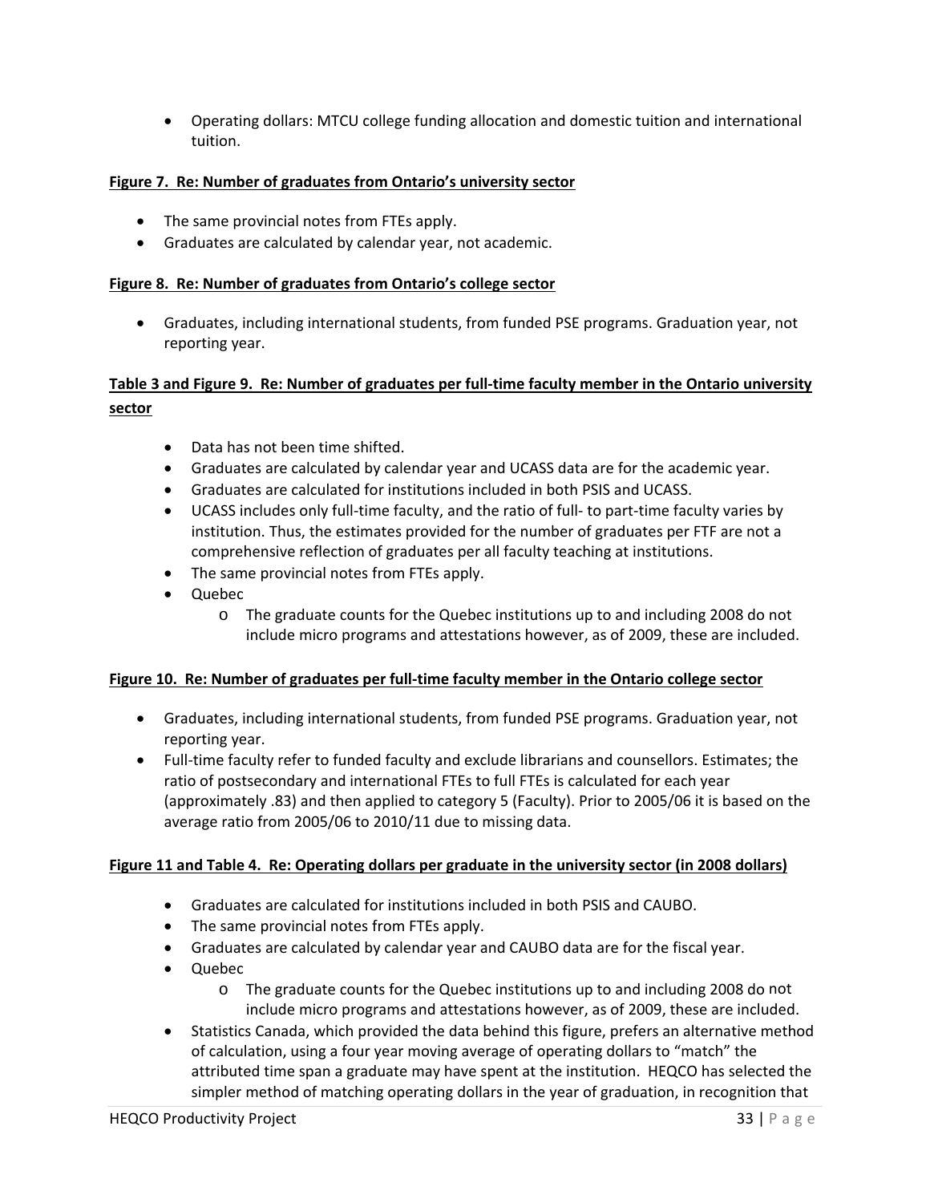- Operating dollars: MTCU college funding allocation and domestic tuition and international tuition.

**Figure 7. Re: Number of graduates from Ontario's university sector**

- The same provincial notes from FTEs apply.
- Graduates are calculated by calendar year, not academic.

**Figure 8. Re: Number of graduates from Ontario's college sector**

- Graduates, including international students, from funded PSE programs. Graduation year, not reporting year.

**Table 3 and Figure 9. Re: Number of graduates per full-time faculty member in the Ontario university sector**

- Data has not been time shifted.
- Graduates are calculated by calendar year and UCASS data are for the academic year.
- Graduates are calculated for institutions included in both PSIS and UCASS.
- UCASS includes only full-time faculty, and the ratio of full- to part-time faculty varies by institution. Thus, the estimates provided for the number of graduates per FTF are not a comprehensive reflection of graduates per all faculty teaching at institutions.
- The same provincial notes from FTEs apply.
- Quebec
  - The graduate counts for the Quebec institutions up to and including 2008 do not include micro programs and attestations however, as of 2009, these are included.

**Figure 10. Re: Number of graduates per full-time faculty member in the Ontario college sector**

- Graduates, including international students, from funded PSE programs. Graduation year, not reporting year.
- Full-time faculty refer to funded faculty and exclude librarians and counsellors. Estimates; the ratio of postsecondary and international FTEs to full FTEs is calculated for each year (approximately .83) and then applied to category 5 (Faculty). Prior to 2005/06 it is based on the average ratio from 2005/06 to 2010/11 due to missing data.

**Figure 11 and Table 4. Re: Operating dollars per graduate in the university sector (in 2008 dollars)**

- Graduates are calculated for institutions included in both PSIS and CAUBO.
- The same provincial notes from FTEs apply.
- Graduates are calculated by calendar year and CAUBO data are for the fiscal year.
- Quebec
  - The graduate counts for the Quebec institutions up to and including 2008 do not include micro programs and attestations however, as of 2009, these are included.
- Statistics Canada, which provided the data behind this figure, prefers an alternative method of calculation, using a four year moving average of operating dollars to "match" the attributed time span a graduate may have spent at the institution. HEQCO has selected the simpler method of matching operating dollars in the year of graduation, in recognition that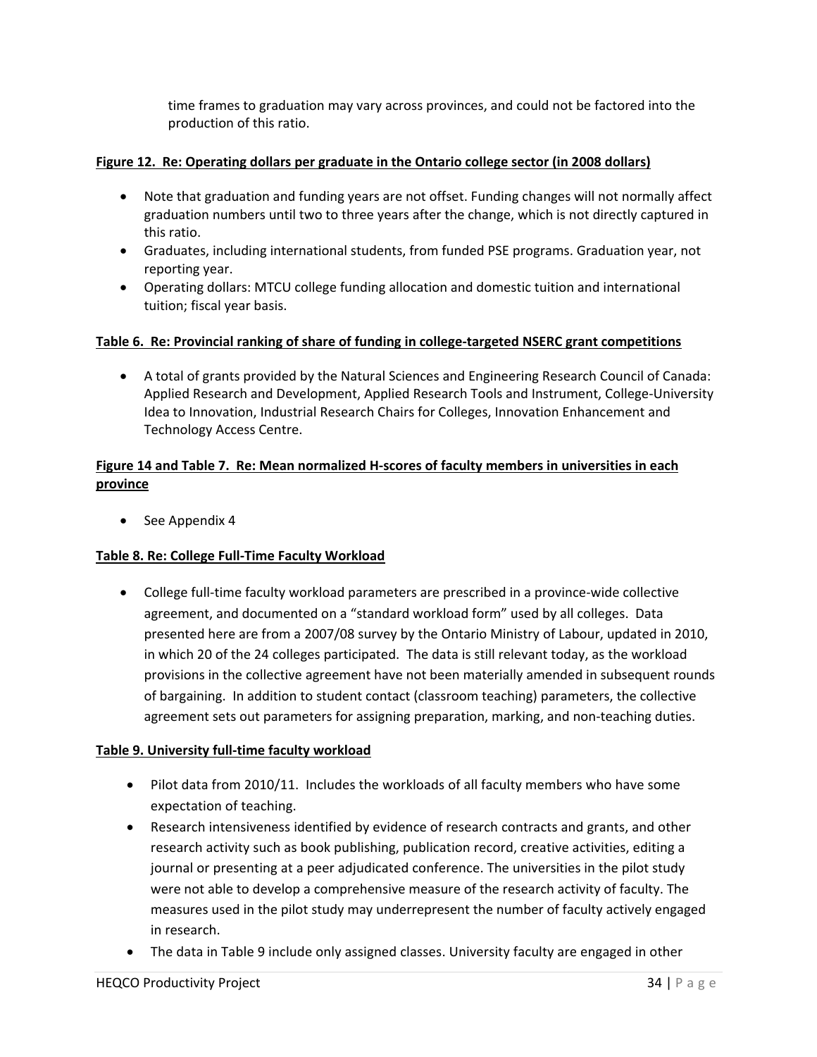time frames to graduation may vary across provinces, and could not be factored into the production of this ratio.

**Figure 12. Re: Operating dollars per graduate in the Ontario college sector (in 2008 dollars)**

- Note that graduation and funding years are not offset. Funding changes will not normally affect graduation numbers until two to three years after the change, which is not directly captured in this ratio.
- Graduates, including international students, from funded PSE programs. Graduation year, not reporting year.
- Operating dollars: MTCU college funding allocation and domestic tuition and international tuition; fiscal year basis.

**Table 6. Re: Provincial ranking of share of funding in college-targeted NSERC grant competitions**

- A total of grants provided by the Natural Sciences and Engineering Research Council of Canada: Applied Research and Development, Applied Research Tools and Instrument, College-University Idea to Innovation, Industrial Research Chairs for Colleges, Innovation Enhancement and Technology Access Centre.

**Figure 14 and Table 7. Re: Mean normalized H-scores of faculty members in universities in each province**

- See Appendix 4

**Table 8. Re: College Full-Time Faculty Workload**

- College full-time faculty workload parameters are prescribed in a province-wide collective agreement, and documented on a "standard workload form" used by all colleges. Data presented here are from a 2007/08 survey by the Ontario Ministry of Labour, updated in 2010, in which 20 of the 24 colleges participated. The data is still relevant today, as the workload provisions in the collective agreement have not been materially amended in subsequent rounds of bargaining. In addition to student contact (classroom teaching) parameters, the collective agreement sets out parameters for assigning preparation, marking, and non-teaching duties.

**Table 9. University full-time faculty workload**

- Pilot data from 2010/11. Includes the workloads of all faculty members who have some expectation of teaching.
- Research intensiveness identified by evidence of research contracts and grants, and other research activity such as book publishing, publication record, creative activities, editing a journal or presenting at a peer adjudicated conference. The universities in the pilot study were not able to develop a comprehensive measure of the research activity of faculty. The measures used in the pilot study may underrepresent the number of faculty actively engaged in research.
- The data in Table 9 include only assigned classes. University faculty are engaged in other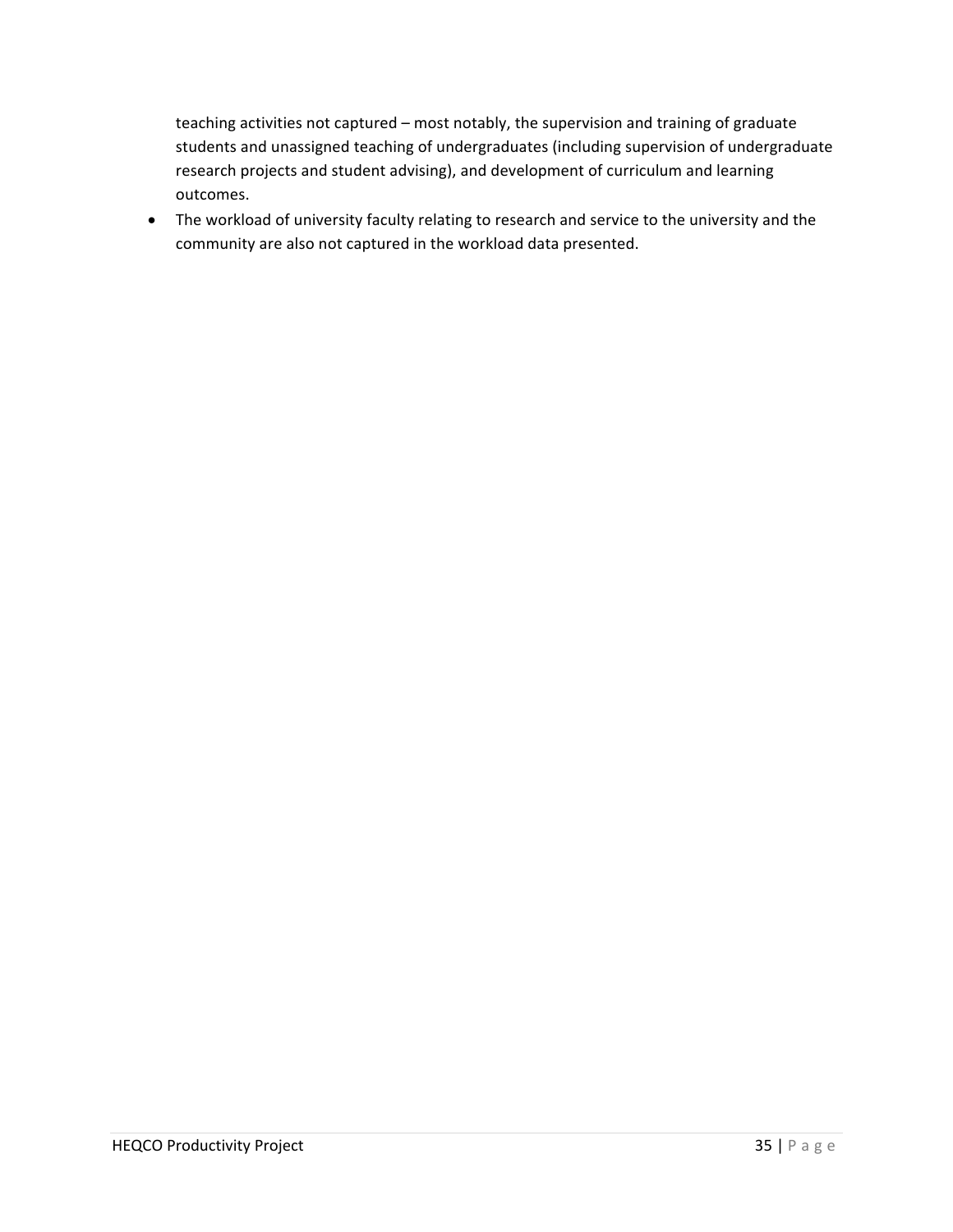teaching activities not captured – most notably, the supervision and training of graduate students and unassigned teaching of undergraduates (including supervision of undergraduate research projects and student advising), and development of curriculum and learning outcomes.

- The workload of university faculty relating to research and service to the university and the community are also not captured in the workload data presented.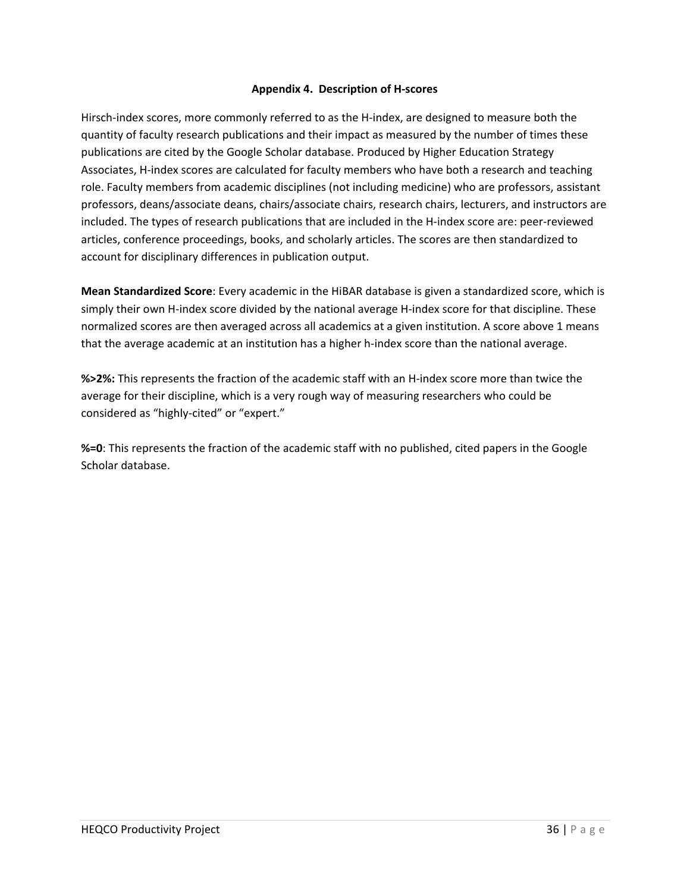### Appendix 4. Description of H-scores

Hirsch-index scores, more commonly referred to as the H-index, are designed to measure both the quantity of faculty research publications and their impact as measured by the number of times these publications are cited by the Google Scholar database. Produced by Higher Education Strategy Associates, H-index scores are calculated for faculty members who have both a research and teaching role. Faculty members from academic disciplines (not including medicine) who are professors, assistant professors, deans/associate deans, chairs/associate chairs, research chairs, lecturers, and instructors are included. The types of research publications that are included in the H-index score are: peer-reviewed articles, conference proceedings, books, and scholarly articles. The scores are then standardized to account for disciplinary differences in publication output.

**Mean Standardized Score**: Every academic in the HiBAR database is given a standardized score, which is simply their own H-index score divided by the national average H-index score for that discipline. These normalized scores are then averaged across all academics at a given institution. A score above 1 means that the average academic at an institution has a higher h-index score than the national average.

**%>2%:** This represents the fraction of the academic staff with an H-index score more than twice the average for their discipline, which is a very rough way of measuring researchers who could be considered as "highly-cited" or "expert."

**%=0**: This represents the fraction of the academic staff with no published, cited papers in the Google Scholar database.